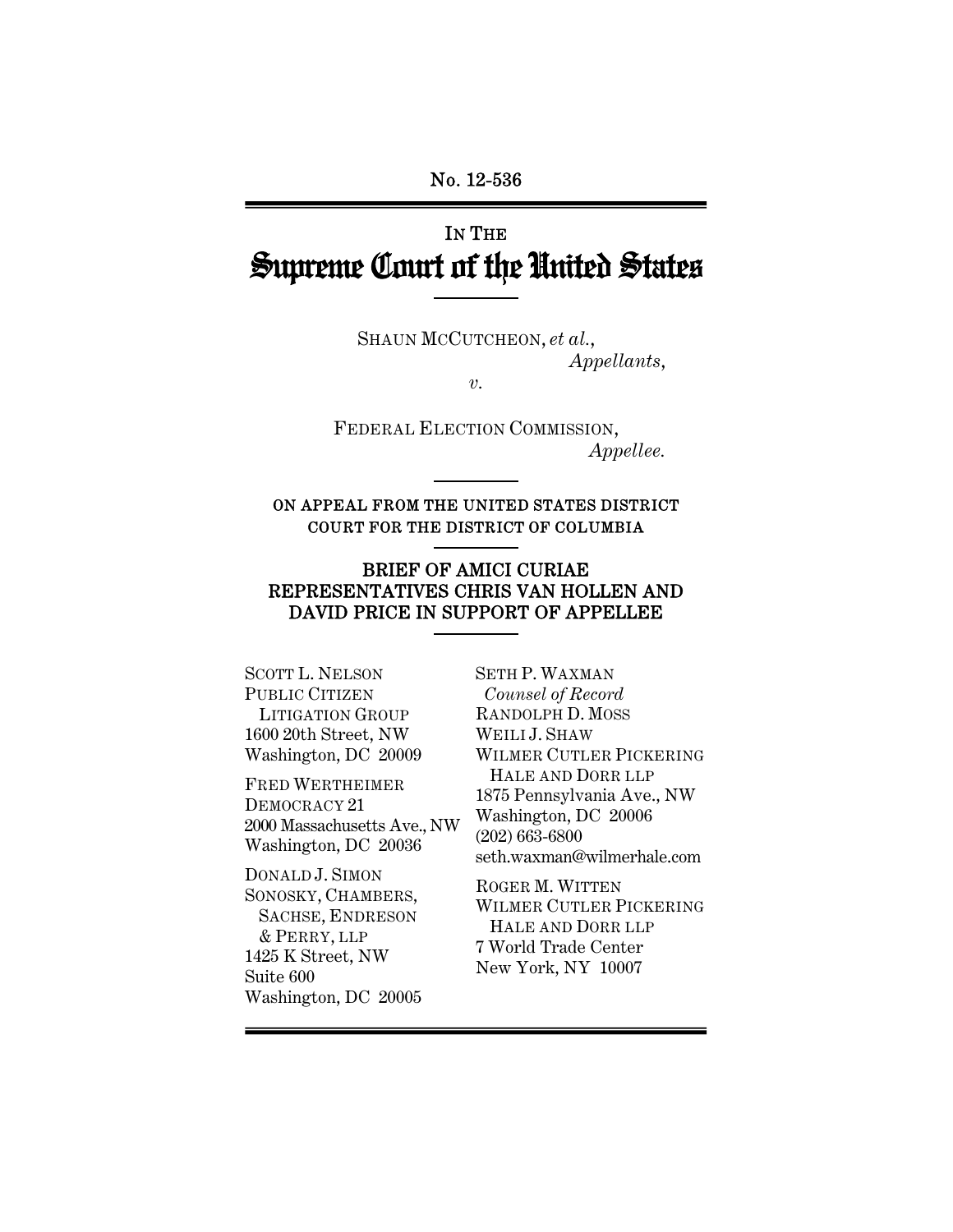No. 12-536

IN THE

# Supreme Court of the United States

SHAUN MCCUTCHEON, *et al.*,
*Appellants*,

*v.*

FEDERAL ELECTION COMMISSION,
*Appellee.*

ON APPEAL FROM THE UNITED STATES DISTRICT COURT FOR THE DISTRICT OF COLUMBIA

## BRIEF OF AMICI CURIAE REPRESENTATIVES CHRIS VAN HOLLEN AND DAVID PRICE IN SUPPORT OF APPELLEE

SCOTT L. NELSON
PUBLIC CITIZEN
LITIGATION GROUP
1600 20th Street, NW
Washington, DC 20009

FRED WERTHEIMER
DEMOCRACY 21
2000 Massachusetts Ave., NW
Washington, DC 20036

DONALD J. SIMON
SONOSKY, CHAMBERS,
SACHSE, ENDRESON
& PERRY, LLP
1425 K Street, NW
Suite 600
Washington, DC 20005

SETH P. WAXMAN
*Counsel of Record*
RANDOLPH D. MOSS
WEILI J. SHAW
WILMER CUTLER PICKERING
HALE AND DORR LLP
1875 Pennsylvania Ave., NW
Washington, DC 20006
(202) 663-6800
seth.waxman@wilmerhale.com

ROGER M. WITTEN
WILMER CUTLER PICKERING
HALE AND DORR LLP
7 World Trade Center
New York, NY 10007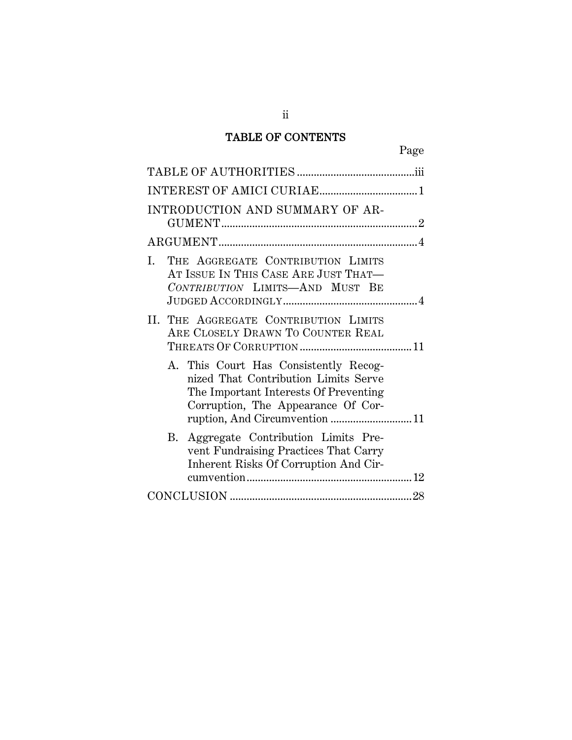# TABLE OF CONTENTS

| | Page |
|---|---|
| TABLE OF AUTHORITIES | iii |
| INTEREST OF AMICI CURIAE | 1 |
| INTRODUCTION AND SUMMARY OF ARGUMENT | 2 |
| ARGUMENT | 4 |
| I. THE AGGREGATE CONTRIBUTION LIMITS AT ISSUE IN THIS CASE ARE JUST THAT—*CONTRIBUTION* LIMITS—AND MUST BE JUDGED ACCORDINGLY | 4 |
| II. THE AGGREGATE CONTRIBUTION LIMITS ARE CLOSELY DRAWN TO COUNTER REAL THREATS OF CORRUPTION | 11 |
| A. This Court Has Consistently Recognized That Contribution Limits Serve The Important Interests Of Preventing Corruption, The Appearance Of Corruption, And Circumvention | 11 |
| B. Aggregate Contribution Limits Prevent Fundraising Practices That Carry Inherent Risks Of Corruption And Circumvention | 12 |
| CONCLUSION | 28 |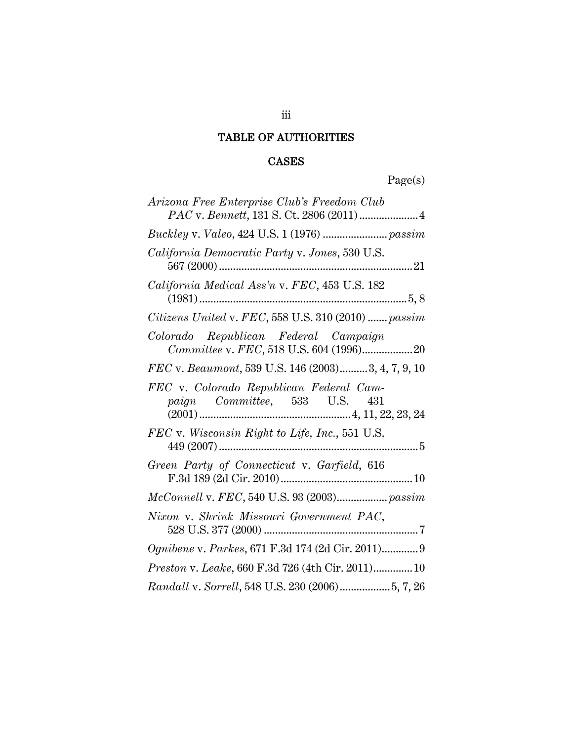# TABLE OF AUTHORITIES

## CASES

Page(s)

*Arizona Free Enterprise Club's Freedom Club PAC* v. *Bennett*, 131 S. Ct. 2806 (2011) ..................... 4

*Buckley* v. *Valeo*, 424 U.S. 1 (1976) ...................... *passim*

*California Democratic Party* v. *Jones*, 530 U.S. 567 (2000) ..................................................................... 21

*California Medical Ass'n* v. *FEC*, 453 U.S. 182 (1981) .......................................................................... 5, 8

*Citizens United* v. *FEC*, 558 U.S. 310 (2010) ....... *passim*

*Colorado Republican Federal Campaign Committee* v. *FEC*, 518 U.S. 604 (1996).................. 20

*FEC* v. *Beaumont*, 539 U.S. 146 (2003).......... 3, 4, 7, 9, 10

*FEC* v. *Colorado Republican Federal Campaign Committee*, 533 U.S. 431 (2001) ..................................................... 4, 11, 22, 23, 24

*FEC* v. *Wisconsin Right to Life, Inc.*, 551 U.S. 449 (2007) ....................................................................... 5

*Green Party of Connecticut* v. *Garfield*, 616 F.3d 189 (2d Cir. 2010) ............................................... 10

*McConnell* v. *FEC*, 540 U.S. 93 (2003).................. *passim*

*Nixon* v. *Shrink Missouri Government PAC*, 528 U.S. 377 (2000) ....................................................... 7

*Ognibene* v. *Parkes*, 671 F.3d 174 (2d Cir. 2011)............. 9

*Preston* v. *Leake*, 660 F.3d 726 (4th Cir. 2011).............. 10

*Randall* v. *Sorrell*, 548 U.S. 230 (2006).................. 5, 7, 26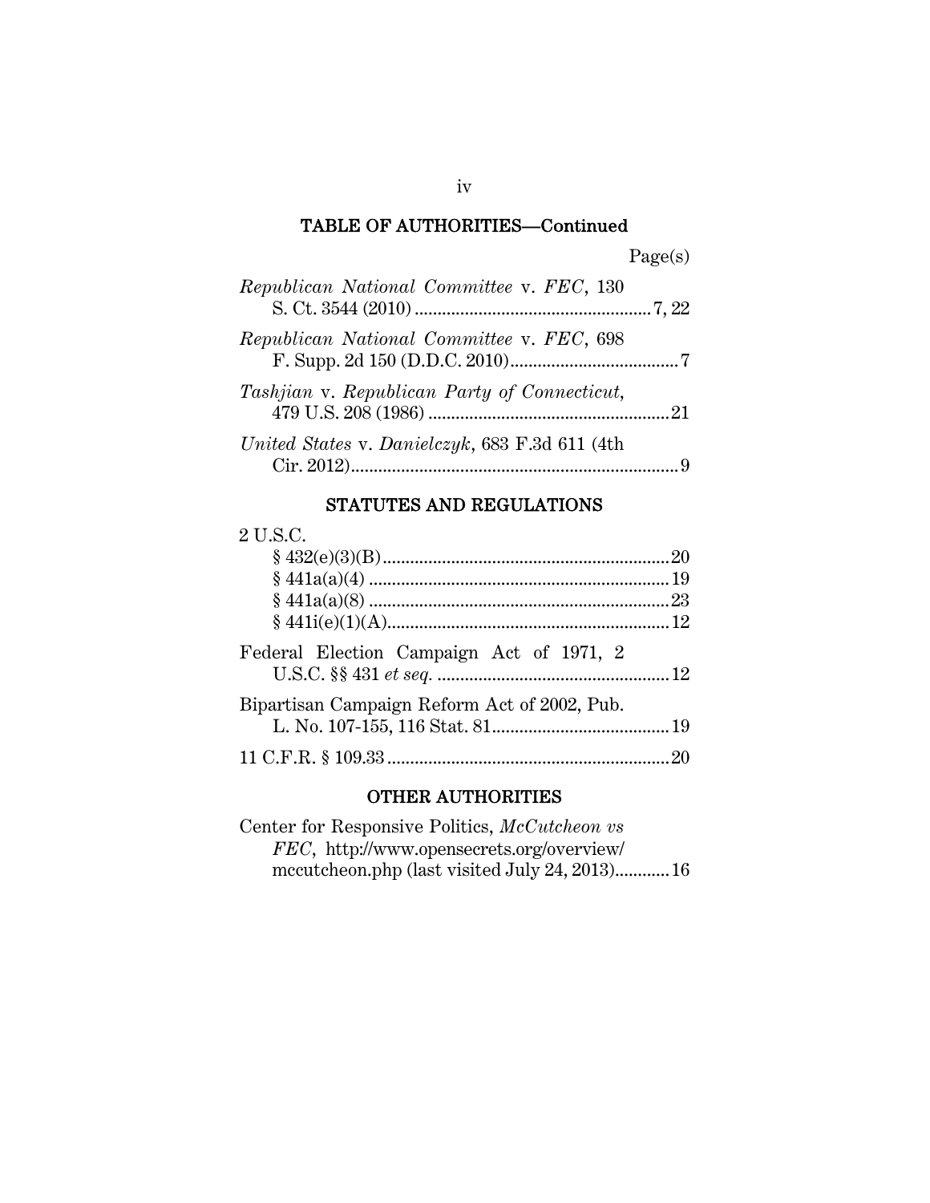## TABLE OF AUTHORITIES—Continued

Page(s)

*Republican National Committee* v. *FEC*, 130 S. Ct. 3544 (2010) .................................................... 7, 22

*Republican National Committee* v. *FEC*, 698 F. Supp. 2d 150 (D.D.C. 2010) ..................................... 7

*Tashjian* v. *Republican Party of Connecticut*, 479 U.S. 208 (1986) ..................................................... 21

*United States* v. *Danielczyk*, 683 F.3d 611 (4th Cir. 2012) ........................................................................ 9

## STATUTES AND REGULATIONS

2 U.S.C.

§ 432(e)(3)(B) ............................................................... 20

§ 441a(a)(4) .................................................................. 19

§ 441a(a)(8) .................................................................. 23

§ 441i(e)(1)(A) .............................................................. 12

Federal Election Campaign Act of 1971, 2 U.S.C. §§ 431 *et seq.* ................................................... 12

Bipartisan Campaign Reform Act of 2002, Pub. L. No. 107-155, 116 Stat. 81 ....................................... 19

11 C.F.R. § 109.33 .............................................................. 20

## OTHER AUTHORITIES

Center for Responsive Politics, *McCutcheon vs FEC*, http://www.opensecrets.org/overview/mccutcheon.php (last visited July 24, 2013) ............ 16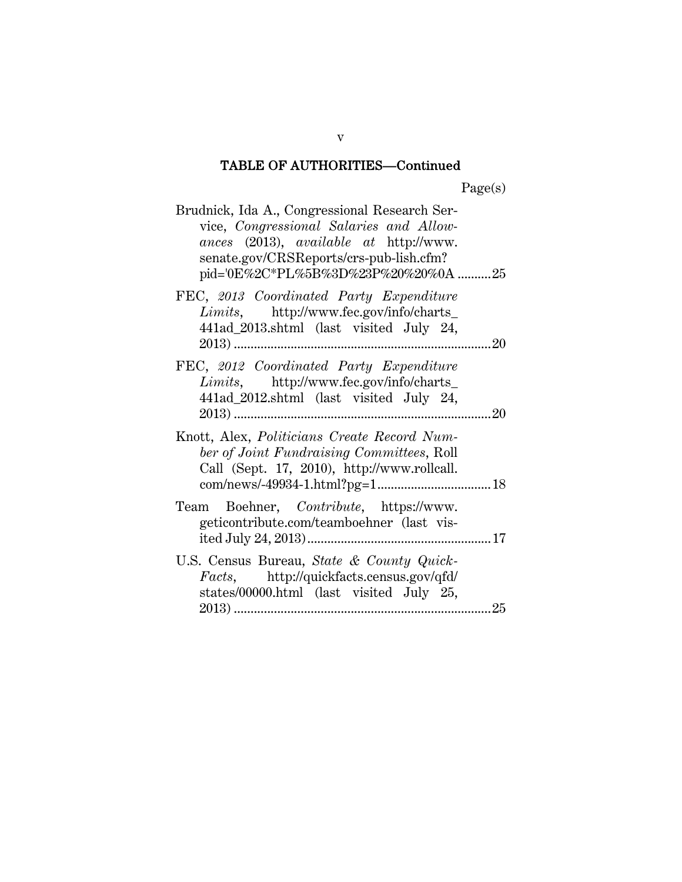## TABLE OF AUTHORITIES—Continued

Page(s)

Brudnick, Ida A., Congressional Research Service, *Congressional Salaries and Allowances* (2013), *available at* http://www.senate.gov/CRSReports/crs-pub-lish.cfm?pid='0E%2C*PL%5B%3D%23P%20%20%0A .......... 25

FEC, *2013 Coordinated Party Expenditure Limits*, http://www.fec.gov/info/charts_441ad_2013.shtml (last visited July 24, 2013) .......... 20

FEC, *2012 Coordinated Party Expenditure Limits*, http://www.fec.gov/info/charts_441ad_2012.shtml (last visited July 24, 2013) .......... 20

Knott, Alex, *Politicians Create Record Number of Joint Fundraising Committees*, Roll Call (Sept. 17, 2010), http://www.rollcall.com/news/-49934-1.html?pg=1 .......... 18

Team Boehner, *Contribute*, https://www.geticontribute.com/teamboehner (last visited July 24, 2013) .......... 17

U.S. Census Bureau, *State & County QuickFacts*, http://quickfacts.census.gov/qfd/states/00000.html (last visited July 25, 2013) .......... 25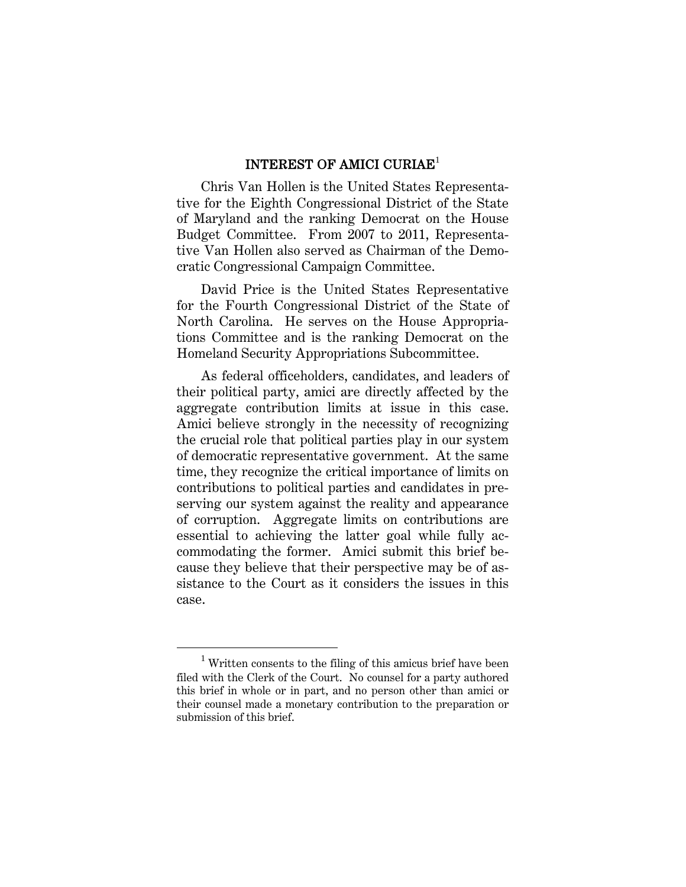# INTEREST OF AMICI CURIAE[1]

Chris Van Hollen is the United States Representative for the Eighth Congressional District of the State of Maryland and the ranking Democrat on the House Budget Committee. From 2007 to 2011, Representative Van Hollen also served as Chairman of the Democratic Congressional Campaign Committee.

David Price is the United States Representative for the Fourth Congressional District of the State of North Carolina. He serves on the House Appropriations Committee and is the ranking Democrat on the Homeland Security Appropriations Subcommittee.

As federal officeholders, candidates, and leaders of their political party, amici are directly affected by the aggregate contribution limits at issue in this case. Amici believe strongly in the necessity of recognizing the crucial role that political parties play in our system of democratic representative government. At the same time, they recognize the critical importance of limits on contributions to political parties and candidates in preserving our system against the reality and appearance of corruption. Aggregate limits on contributions are essential to achieving the latter goal while fully accommodating the former. Amici submit this brief because they believe that their perspective may be of assistance to the Court as it considers the issues in this case.

---

[1] Written consents to the filing of this amicus brief have been filed with the Clerk of the Court. No counsel for a party authored this brief in whole or in part, and no person other than amici or their counsel made a monetary contribution to the preparation or submission of this brief.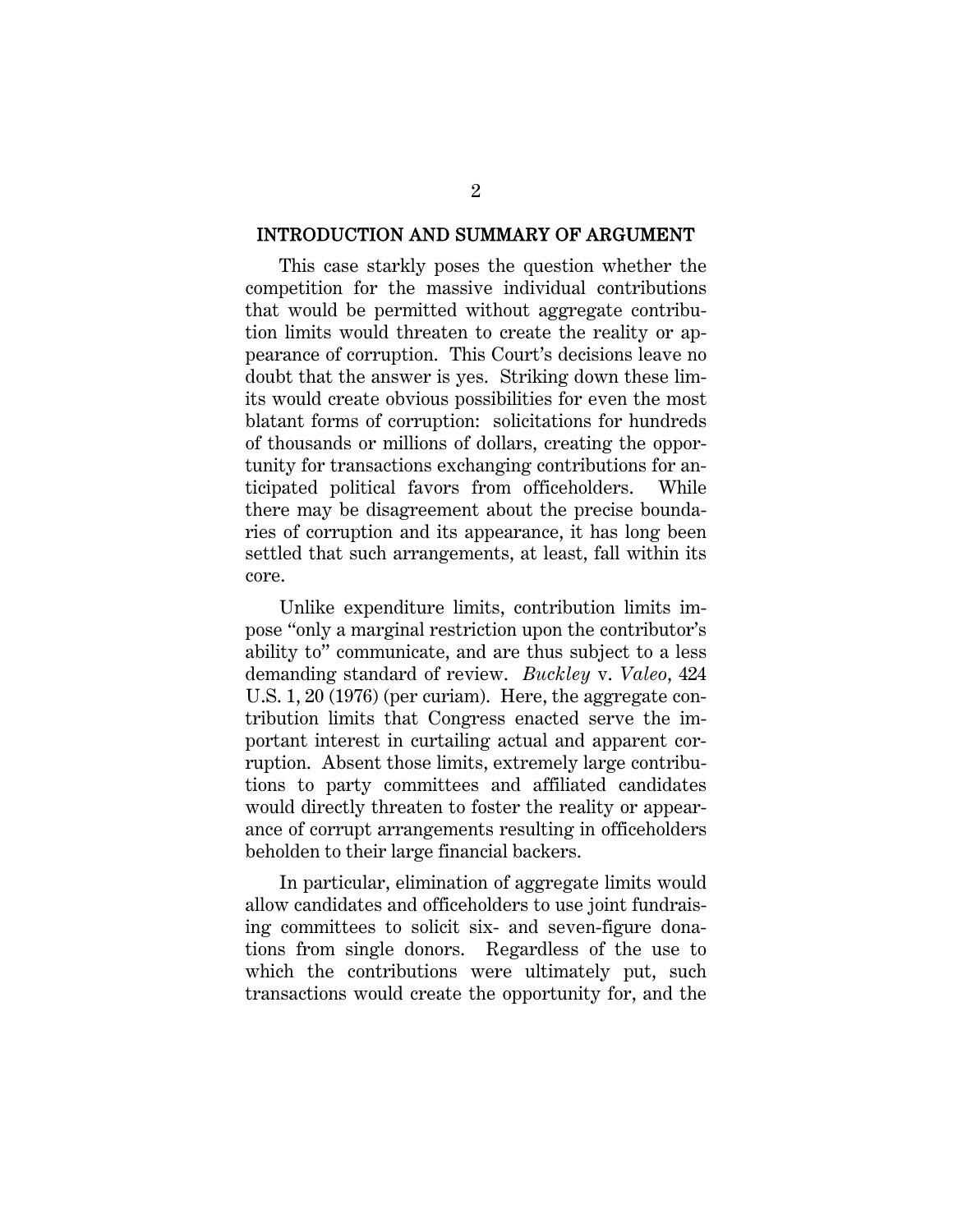## INTRODUCTION AND SUMMARY OF ARGUMENT

This case starkly poses the question whether the competition for the massive individual contributions that would be permitted without aggregate contribution limits would threaten to create the reality or appearance of corruption. This Court's decisions leave no doubt that the answer is yes. Striking down these limits would create obvious possibilities for even the most blatant forms of corruption: solicitations for hundreds of thousands or millions of dollars, creating the opportunity for transactions exchanging contributions for anticipated political favors from officeholders. While there may be disagreement about the precise boundaries of corruption and its appearance, it has long been settled that such arrangements, at least, fall within its core.

Unlike expenditure limits, contribution limits impose "only a marginal restriction upon the contributor's ability to" communicate, and are thus subject to a less demanding standard of review. *Buckley* v. *Valeo*, 424 U.S. 1, 20 (1976) (per curiam). Here, the aggregate contribution limits that Congress enacted serve the important interest in curtailing actual and apparent corruption. Absent those limits, extremely large contributions to party committees and affiliated candidates would directly threaten to foster the reality or appearance of corrupt arrangements resulting in officeholders beholden to their large financial backers.

In particular, elimination of aggregate limits would allow candidates and officeholders to use joint fundraising committees to solicit six- and seven-figure donations from single donors. Regardless of the use to which the contributions were ultimately put, such transactions would create the opportunity for, and the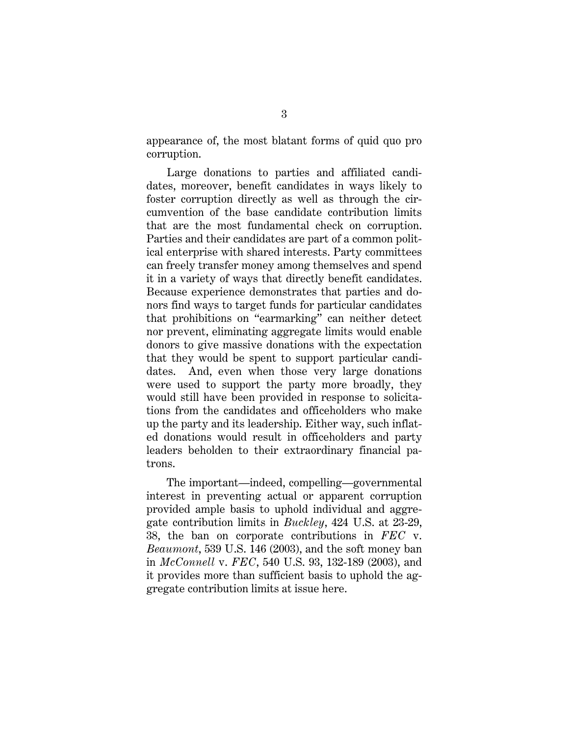appearance of, the most blatant forms of quid quo pro corruption.

Large donations to parties and affiliated candidates, moreover, benefit candidates in ways likely to foster corruption directly as well as through the circumvention of the base candidate contribution limits that are the most fundamental check on corruption. Parties and their candidates are part of a common political enterprise with shared interests. Party committees can freely transfer money among themselves and spend it in a variety of ways that directly benefit candidates. Because experience demonstrates that parties and donors find ways to target funds for particular candidates that prohibitions on "earmarking" can neither detect nor prevent, eliminating aggregate limits would enable donors to give massive donations with the expectation that they would be spent to support particular candidates. And, even when those very large donations were used to support the party more broadly, they would still have been provided in response to solicitations from the candidates and officeholders who make up the party and its leadership. Either way, such inflated donations would result in officeholders and party leaders beholden to their extraordinary financial patrons.

The important—indeed, compelling—governmental interest in preventing actual or apparent corruption provided ample basis to uphold individual and aggregate contribution limits in *Buckley*, 424 U.S. at 23-29, 38, the ban on corporate contributions in *FEC* v. *Beaumont*, 539 U.S. 146 (2003), and the soft money ban in *McConnell* v. *FEC*, 540 U.S. 93, 132-189 (2003), and it provides more than sufficient basis to uphold the aggregate contribution limits at issue here.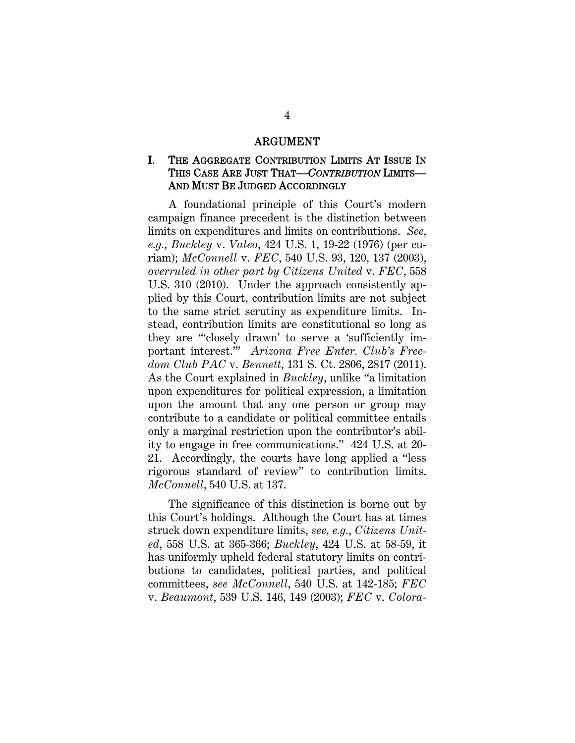## ARGUMENT

### I. THE AGGREGATE CONTRIBUTION LIMITS AT ISSUE IN THIS CASE ARE JUST THAT—*CONTRIBUTION* LIMITS—AND MUST BE JUDGED ACCORDINGLY

A foundational principle of this Court's modern campaign finance precedent is the distinction between limits on expenditures and limits on contributions. *See, e.g.*, *Buckley* v. *Valeo*, 424 U.S. 1, 19-22 (1976) (per curiam); *McConnell* v. *FEC*, 540 U.S. 93, 120, 137 (2003), *overruled in other part by Citizens United* v. *FEC*, 558 U.S. 310 (2010). Under the approach consistently applied by this Court, contribution limits are not subject to the same strict scrutiny as expenditure limits. Instead, contribution limits are constitutional so long as they are "'closely drawn' to serve a 'sufficiently important interest.'" *Arizona Free Enter. Club's Freedom Club PAC* v. *Bennett*, 131 S. Ct. 2806, 2817 (2011). As the Court explained in *Buckley*, unlike "a limitation upon expenditures for political expression, a limitation upon the amount that any one person or group may contribute to a candidate or political committee entails only a marginal restriction upon the contributor's ability to engage in free communications." 424 U.S. at 20-21. Accordingly, the courts have long applied a "less rigorous standard of review" to contribution limits. *McConnell*, 540 U.S. at 137.

The significance of this distinction is borne out by this Court's holdings. Although the Court has at times struck down expenditure limits, *see, e.g.*, *Citizens United*, 558 U.S. at 365-366; *Buckley*, 424 U.S. at 58-59, it has uniformly upheld federal statutory limits on contributions to candidates, political parties, and political committees, *see McConnell*, 540 U.S. at 142-185; *FEC* v. *Beaumont*, 539 U.S. 146, 149 (2003); *FEC* v. *Colora-*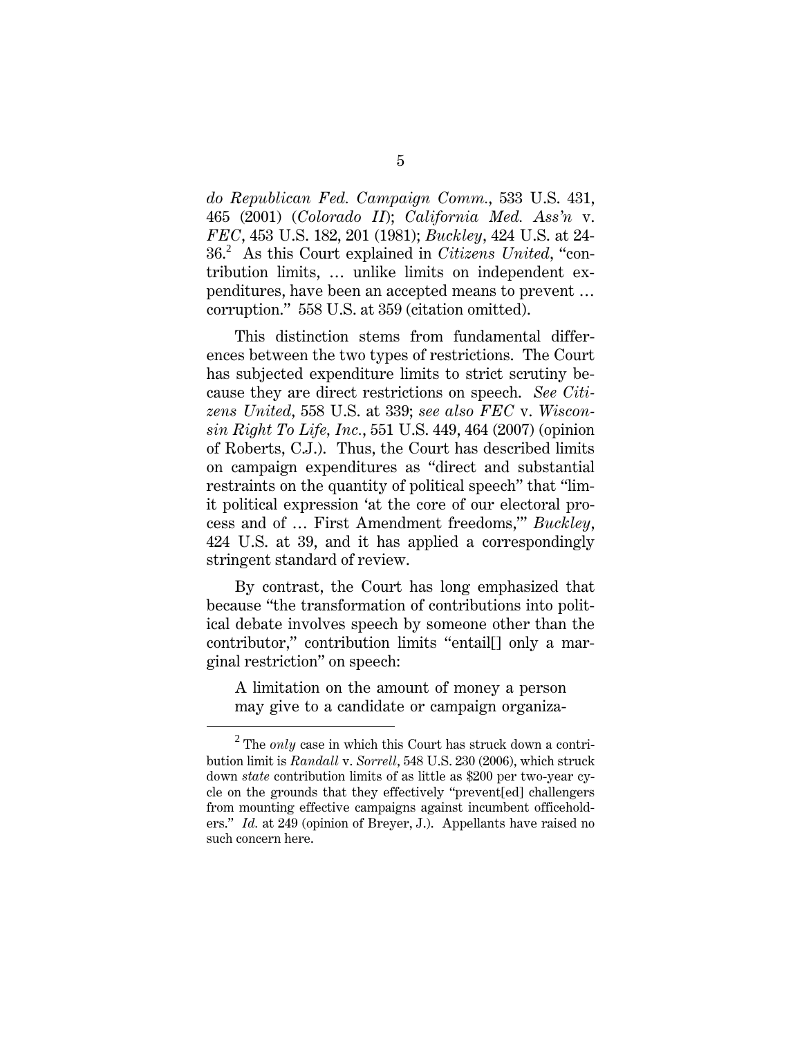*do Republican Fed. Campaign Comm.*, 533 U.S. 431, 465 (2001) (*Colorado II*); *California Med. Ass'n* v. *FEC*, 453 U.S. 182, 201 (1981); *Buckley*, 424 U.S. at 24-36.[2] As this Court explained in *Citizens United*, "contribution limits, … unlike limits on independent expenditures, have been an accepted means to prevent … corruption." 558 U.S. at 359 (citation omitted).

This distinction stems from fundamental differences between the two types of restrictions. The Court has subjected expenditure limits to strict scrutiny because they are direct restrictions on speech. *See Citizens United*, 558 U.S. at 339; *see also FEC* v. *Wisconsin Right To Life, Inc.*, 551 U.S. 449, 464 (2007) (opinion of Roberts, C.J.). Thus, the Court has described limits on campaign expenditures as "direct and substantial restraints on the quantity of political speech" that "limit political expression 'at the core of our electoral process and of … First Amendment freedoms,'" *Buckley*, 424 U.S. at 39, and it has applied a correspondingly stringent standard of review.

By contrast, the Court has long emphasized that because "the transformation of contributions into political debate involves speech by someone other than the contributor," contribution limits "entail[] only a marginal restriction" on speech:

> A limitation on the amount of money a person may give to a candidate or campaign organiza-

[2] The *only* case in which this Court has struck down a contribution limit is *Randall* v. *Sorrell*, 548 U.S. 230 (2006), which struck down *state* contribution limits of as little as $200 per two-year cycle on the grounds that they effectively "prevent[ed] challengers from mounting effective campaigns against incumbent officeholders." *Id.* at 249 (opinion of Breyer, J.). Appellants have raised no such concern here.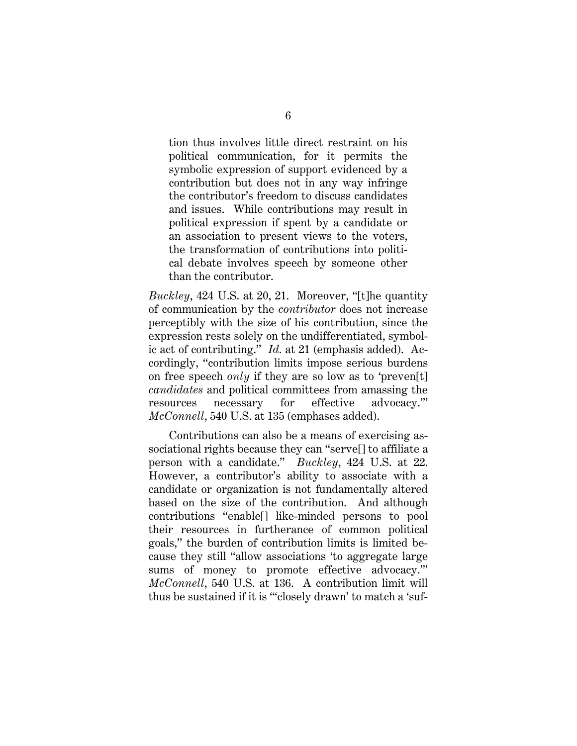> tion thus involves little direct restraint on his political communication, for it permits the symbolic expression of support evidenced by a contribution but does not in any way infringe the contributor's freedom to discuss candidates and issues. While contributions may result in political expression if spent by a candidate or an association to present views to the voters, the transformation of contributions into political debate involves speech by someone other than the contributor.

*Buckley*, 424 U.S. at 20, 21. Moreover, "[t]he quantity of communication by the *contributor* does not increase perceptibly with the size of his contribution, since the expression rests solely on the undifferentiated, symbolic act of contributing." *Id.* at 21 (emphasis added). Accordingly, "contribution limits impose serious burdens on free speech *only* if they are so low as to 'preven[t] *candidates* and political committees from amassing the resources necessary for effective advocacy.'" *McConnell*, 540 U.S. at 135 (emphases added).

Contributions can also be a means of exercising associational rights because they can "serve[] to affiliate a person with a candidate." *Buckley*, 424 U.S. at 22. However, a contributor's ability to associate with a candidate or organization is not fundamentally altered based on the size of the contribution. And although contributions "enable[] like-minded persons to pool their resources in furtherance of common political goals," the burden of contribution limits is limited because they still "allow associations 'to aggregate large sums of money to promote effective advocacy.'" *McConnell*, 540 U.S. at 136. A contribution limit will thus be sustained if it is "'closely drawn' to match a 'suf-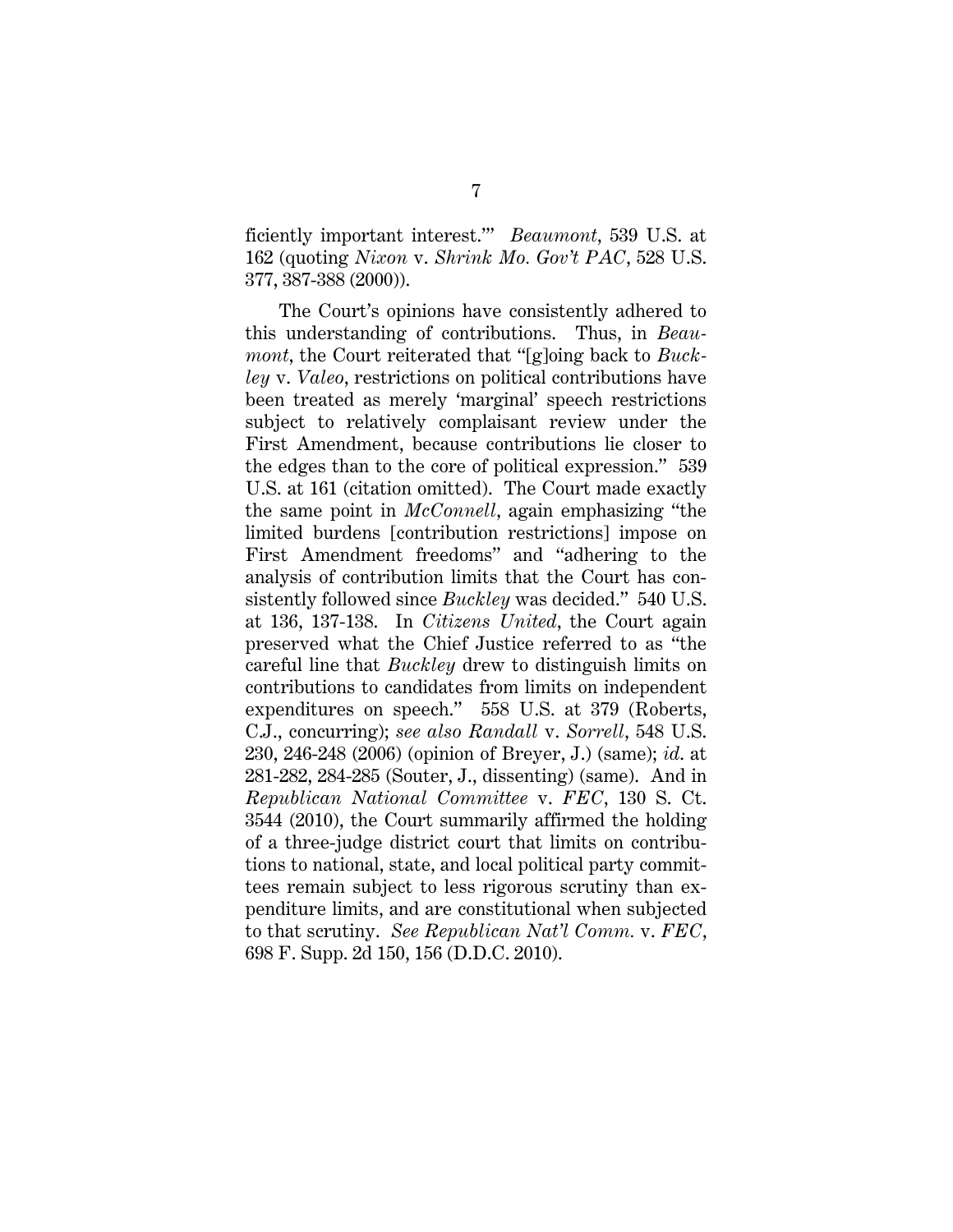ficiently important interest.'" *Beaumont*, 539 U.S. at 162 (quoting *Nixon* v. *Shrink Mo. Gov't PAC*, 528 U.S. 377, 387-388 (2000)).

The Court's opinions have consistently adhered to this understanding of contributions. Thus, in *Beaumont*, the Court reiterated that "[g]oing back to *Buckley* v. *Valeo*, restrictions on political contributions have been treated as merely 'marginal' speech restrictions subject to relatively complaisant review under the First Amendment, because contributions lie closer to the edges than to the core of political expression." 539 U.S. at 161 (citation omitted). The Court made exactly the same point in *McConnell*, again emphasizing "the limited burdens [contribution restrictions] impose on First Amendment freedoms" and "adhering to the analysis of contribution limits that the Court has consistently followed since *Buckley* was decided." 540 U.S. at 136, 137-138. In *Citizens United*, the Court again preserved what the Chief Justice referred to as "the careful line that *Buckley* drew to distinguish limits on contributions to candidates from limits on independent expenditures on speech." 558 U.S. at 379 (Roberts, C.J., concurring); *see also Randall* v. *Sorrell*, 548 U.S. 230, 246-248 (2006) (opinion of Breyer, J.) (same); *id.* at 281-282, 284-285 (Souter, J., dissenting) (same). And in *Republican National Committee* v. *FEC*, 130 S. Ct. 3544 (2010), the Court summarily affirmed the holding of a three-judge district court that limits on contributions to national, state, and local political party committees remain subject to less rigorous scrutiny than expenditure limits, and are constitutional when subjected to that scrutiny. *See Republican Nat'l Comm.* v. *FEC*, 698 F. Supp. 2d 150, 156 (D.D.C. 2010).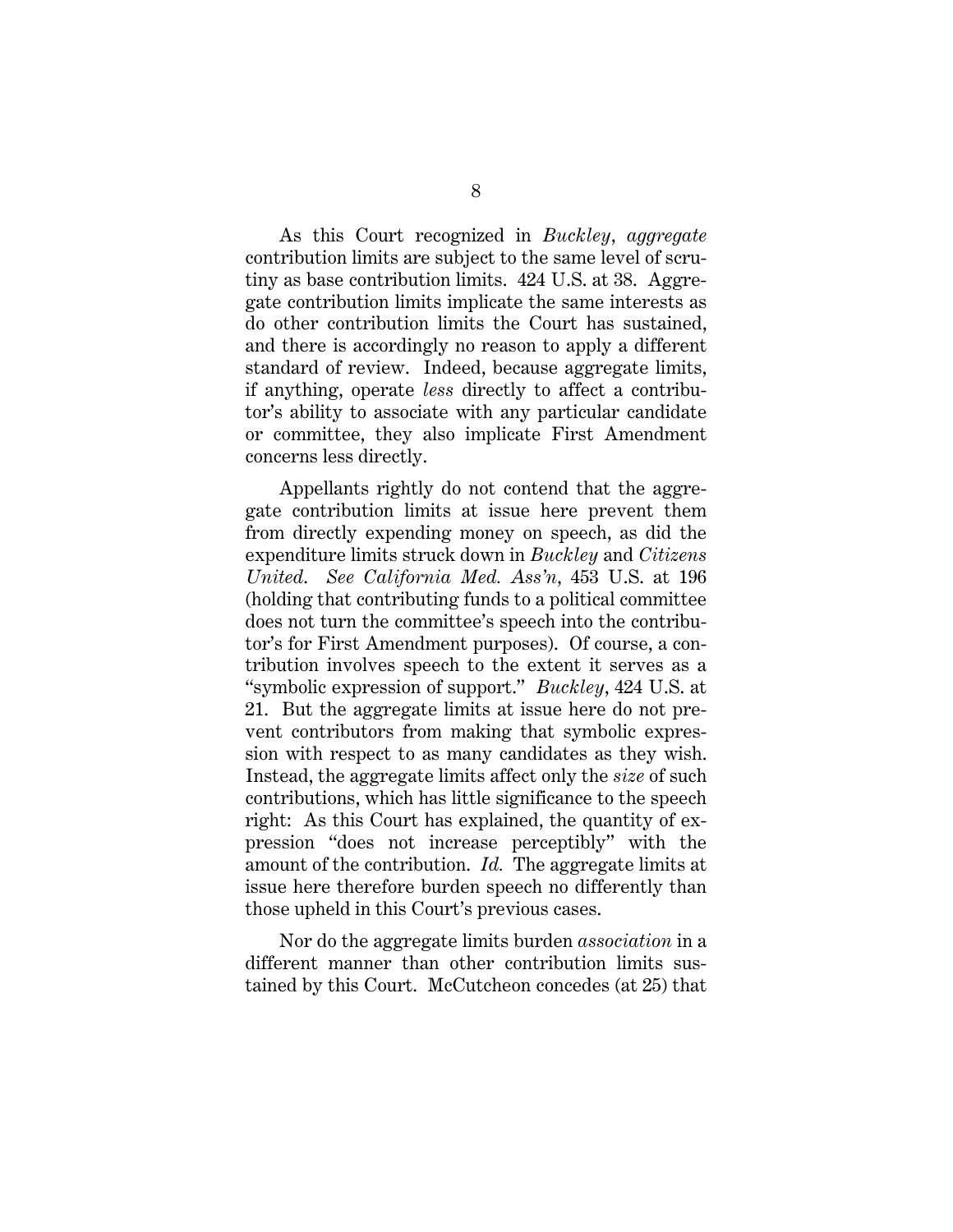As this Court recognized in *Buckley*, *aggregate* contribution limits are subject to the same level of scrutiny as base contribution limits. 424 U.S. at 38. Aggregate contribution limits implicate the same interests as do other contribution limits the Court has sustained, and there is accordingly no reason to apply a different standard of review. Indeed, because aggregate limits, if anything, operate *less* directly to affect a contributor's ability to associate with any particular candidate or committee, they also implicate First Amendment concerns less directly.

Appellants rightly do not contend that the aggregate contribution limits at issue here prevent them from directly expending money on speech, as did the expenditure limits struck down in *Buckley* and *Citizens United*. *See California Med. Ass'n*, 453 U.S. at 196 (holding that contributing funds to a political committee does not turn the committee's speech into the contributor's for First Amendment purposes). Of course, a contribution involves speech to the extent it serves as a "symbolic expression of support." *Buckley*, 424 U.S. at 21. But the aggregate limits at issue here do not prevent contributors from making that symbolic expression with respect to as many candidates as they wish. Instead, the aggregate limits affect only the *size* of such contributions, which has little significance to the speech right: As this Court has explained, the quantity of expression "does not increase perceptibly" with the amount of the contribution. *Id.* The aggregate limits at issue here therefore burden speech no differently than those upheld in this Court's previous cases.

Nor do the aggregate limits burden *association* in a different manner than other contribution limits sustained by this Court. McCutcheon concedes (at 25) that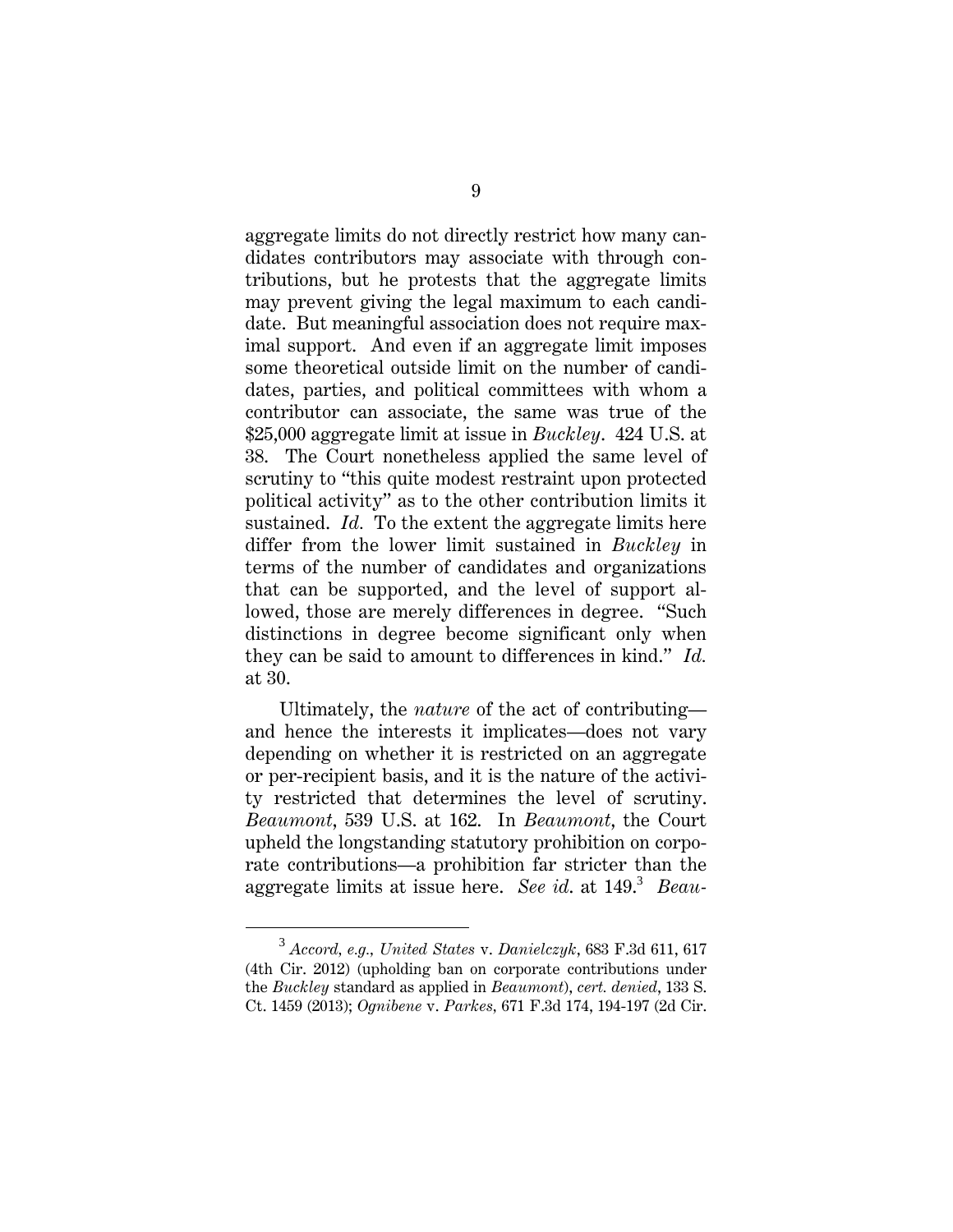aggregate limits do not directly restrict how many candidates contributors may associate with through contributions, but he protests that the aggregate limits may prevent giving the legal maximum to each candidate. But meaningful association does not require maximal support. And even if an aggregate limit imposes some theoretical outside limit on the number of candidates, parties, and political committees with whom a contributor can associate, the same was true of the $25,000 aggregate limit at issue in *Buckley*. 424 U.S. at 38. The Court nonetheless applied the same level of scrutiny to "this quite modest restraint upon protected political activity" as to the other contribution limits it sustained. *Id.* To the extent the aggregate limits here differ from the lower limit sustained in *Buckley* in terms of the number of candidates and organizations that can be supported, and the level of support allowed, those are merely differences in degree. "Such distinctions in degree become significant only when they can be said to amount to differences in kind." *Id.* at 30.

Ultimately, the *nature* of the act of contributing—and hence the interests it implicates—does not vary depending on whether it is restricted on an aggregate or per-recipient basis, and it is the nature of the activity restricted that determines the level of scrutiny. *Beaumont*, 539 U.S. at 162. In *Beaumont*, the Court upheld the longstanding statutory prohibition on corporate contributions—a prohibition far stricter than the aggregate limits at issue here. *See id.* at 149.[3] *Beau-*

---

[3] *Accord, e.g.*, *United States* v. *Danielczyk*, 683 F.3d 611, 617 (4th Cir. 2012) (upholding ban on corporate contributions under the *Buckley* standard as applied in *Beaumont*), *cert. denied*, 133 S. Ct. 1459 (2013); *Ognibene* v. *Parkes*, 671 F.3d 174, 194-197 (2d Cir.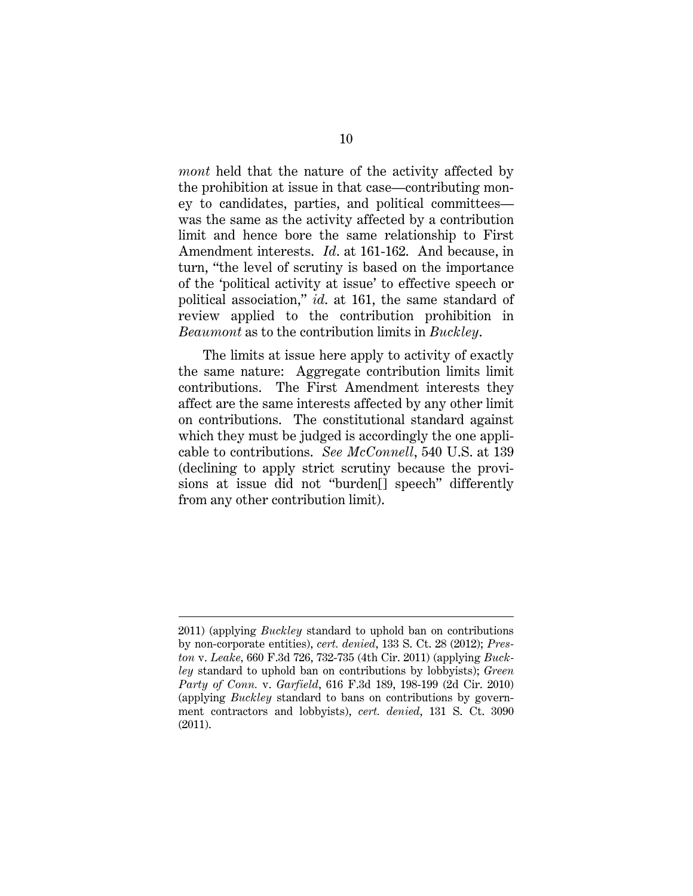*mont* held that the nature of the activity affected by the prohibition at issue in that case—contributing money to candidates, parties, and political committees—was the same as the activity affected by a contribution limit and hence bore the same relationship to First Amendment interests. *Id.* at 161-162. And because, in turn, "the level of scrutiny is based on the importance of the 'political activity at issue' to effective speech or political association," *id.* at 161, the same standard of review applied to the contribution prohibition in *Beaumont* as to the contribution limits in *Buckley*.

The limits at issue here apply to activity of exactly the same nature: Aggregate contribution limits limit contributions. The First Amendment interests they affect are the same interests affected by any other limit on contributions. The constitutional standard against which they must be judged is accordingly the one applicable to contributions. *See McConnell*, 540 U.S. at 139 (declining to apply strict scrutiny because the provisions at issue did not "burden[] speech" differently from any other contribution limit).

---

2011) (applying *Buckley* standard to uphold ban on contributions by non-corporate entities), *cert. denied*, 133 S. Ct. 28 (2012); *Preston* v. *Leake*, 660 F.3d 726, 732-735 (4th Cir. 2011) (applying *Buckley* standard to uphold ban on contributions by lobbyists); *Green Party of Conn.* v. *Garfield*, 616 F.3d 189, 198-199 (2d Cir. 2010) (applying *Buckley* standard to bans on contributions by government contractors and lobbyists), *cert. denied*, 131 S. Ct. 3090 (2011).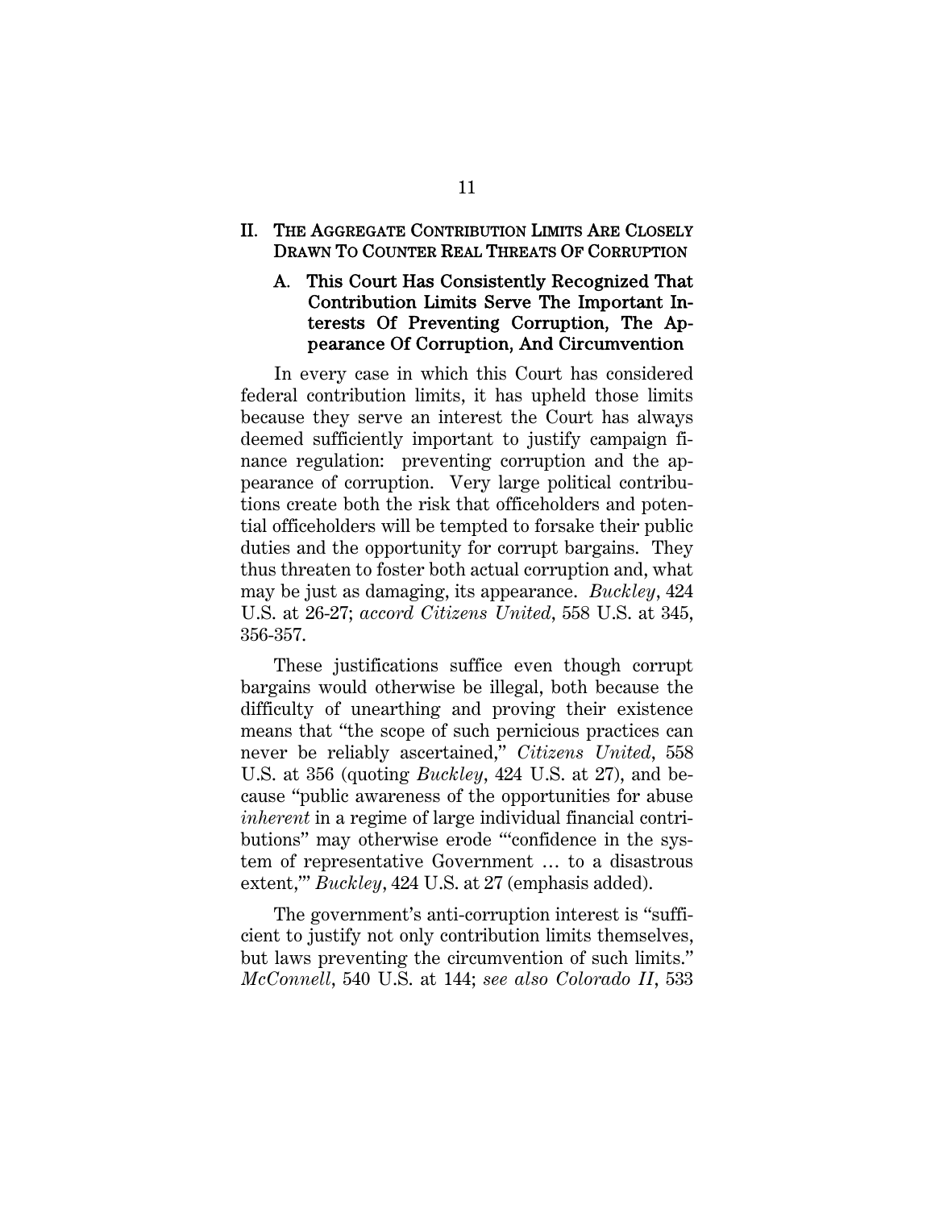## II. THE AGGREGATE CONTRIBUTION LIMITS ARE CLOSELY DRAWN TO COUNTER REAL THREATS OF CORRUPTION

### A. This Court Has Consistently Recognized That Contribution Limits Serve The Important Interests Of Preventing Corruption, The Appearance Of Corruption, And Circumvention

In every case in which this Court has considered federal contribution limits, it has upheld those limits because they serve an interest the Court has always deemed sufficiently important to justify campaign finance regulation: preventing corruption and the appearance of corruption. Very large political contributions create both the risk that officeholders and potential officeholders will be tempted to forsake their public duties and the opportunity for corrupt bargains. They thus threaten to foster both actual corruption and, what may be just as damaging, its appearance. *Buckley*, 424 U.S. at 26-27; *accord Citizens United*, 558 U.S. at 345, 356-357.

These justifications suffice even though corrupt bargains would otherwise be illegal, both because the difficulty of unearthing and proving their existence means that "the scope of such pernicious practices can never be reliably ascertained," *Citizens United*, 558 U.S. at 356 (quoting *Buckley*, 424 U.S. at 27), and because "public awareness of the opportunities for abuse *inherent* in a regime of large individual financial contributions" may otherwise erode "'confidence in the system of representative Government … to a disastrous extent,'" *Buckley*, 424 U.S. at 27 (emphasis added).

The government's anti-corruption interest is "sufficient to justify not only contribution limits themselves, but laws preventing the circumvention of such limits." *McConnell*, 540 U.S. at 144; *see also Colorado II*, 533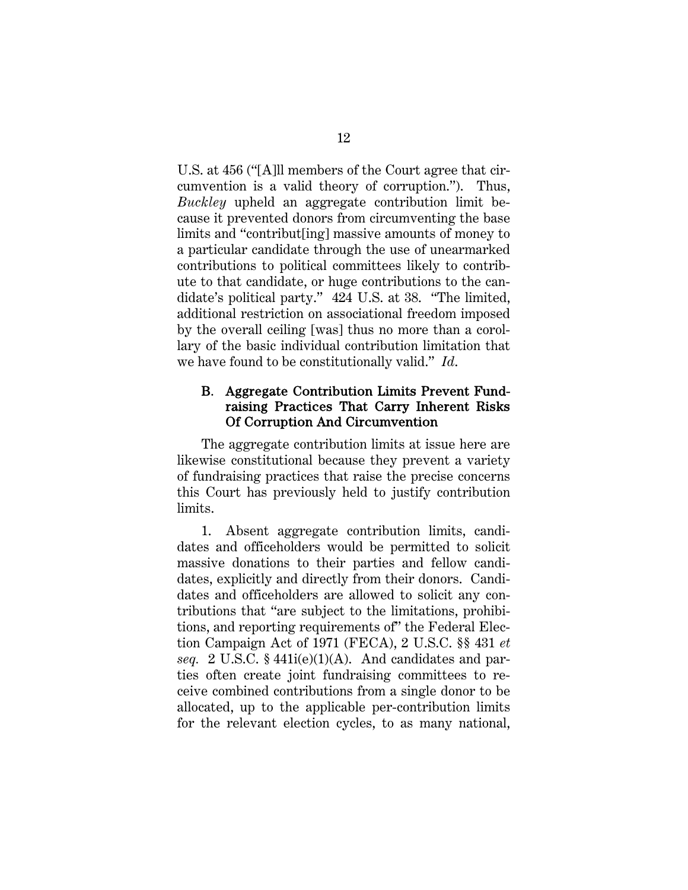U.S. at 456 ("[A]ll members of the Court agree that circumvention is a valid theory of corruption."). Thus, *Buckley* upheld an aggregate contribution limit because it prevented donors from circumventing the base limits and "contribut[ing] massive amounts of money to a particular candidate through the use of unearmarked contributions to political committees likely to contribute to that candidate, or huge contributions to the candidate's political party." 424 U.S. at 38. "The limited, additional restriction on associational freedom imposed by the overall ceiling [was] thus no more than a corollary of the basic individual contribution limitation that we have found to be constitutionally valid." *Id.*

### B. Aggregate Contribution Limits Prevent Fundraising Practices That Carry Inherent Risks Of Corruption And Circumvention

The aggregate contribution limits at issue here are likewise constitutional because they prevent a variety of fundraising practices that raise the precise concerns this Court has previously held to justify contribution limits.

1. Absent aggregate contribution limits, candidates and officeholders would be permitted to solicit massive donations to their parties and fellow candidates, explicitly and directly from their donors. Candidates and officeholders are allowed to solicit any contributions that "are subject to the limitations, prohibitions, and reporting requirements of" the Federal Election Campaign Act of 1971 (FECA), 2 U.S.C. §§ 431 *et seq.* 2 U.S.C. § 441i(e)(1)(A). And candidates and parties often create joint fundraising committees to receive combined contributions from a single donor to be allocated, up to the applicable per-contribution limits for the relevant election cycles, to as many national,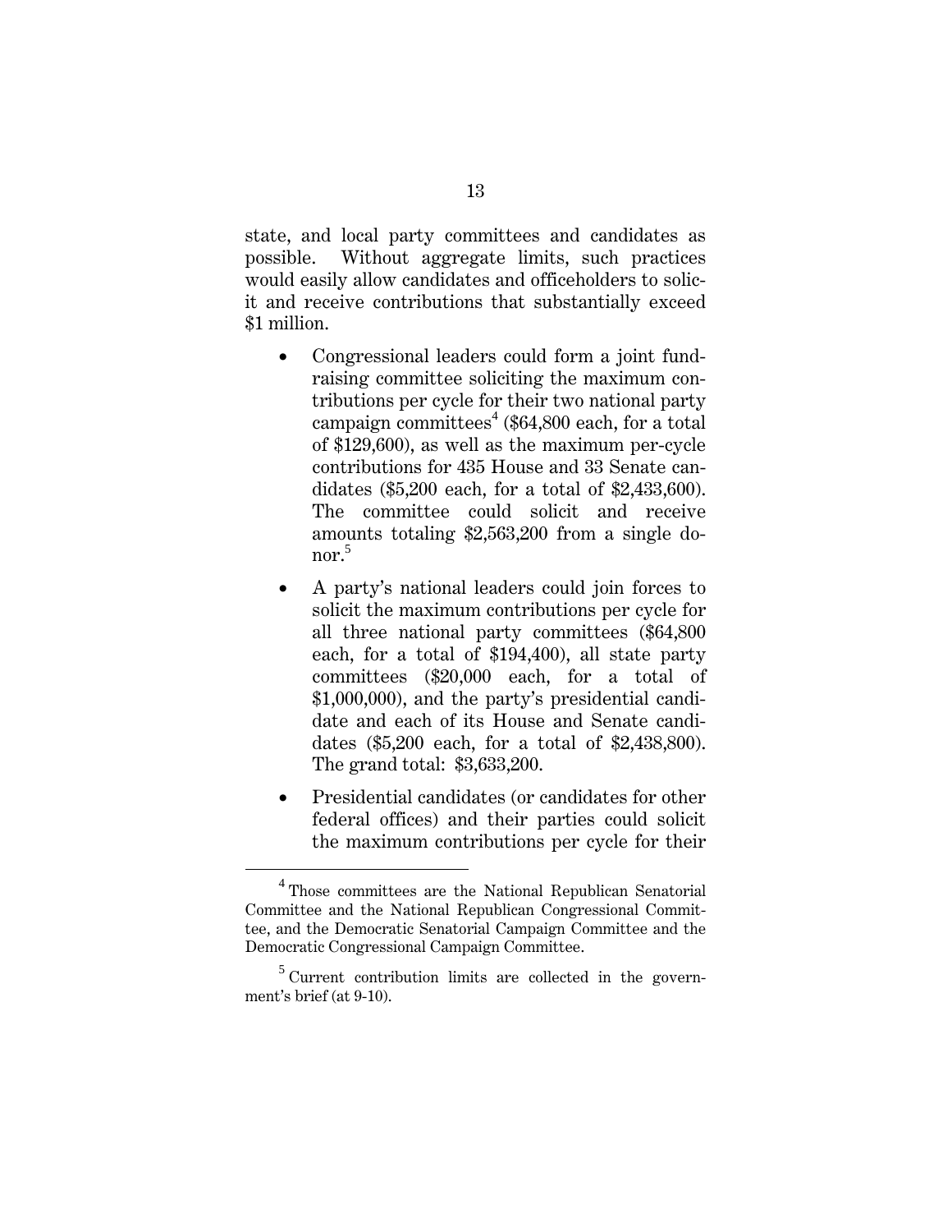state, and local party committees and candidates as possible. Without aggregate limits, such practices would easily allow candidates and officeholders to solicit and receive contributions that substantially exceed $1 million.

- Congressional leaders could form a joint fundraising committee soliciting the maximum contributions per cycle for their two national party campaign committees[4] ($64,800 each, for a total of $129,600), as well as the maximum per-cycle contributions for 435 House and 33 Senate candidates ($5,200 each, for a total of $2,433,600). The committee could solicit and receive amounts totaling $2,563,200 from a single donor.[5]

- A party's national leaders could join forces to solicit the maximum contributions per cycle for all three national party committees ($64,800 each, for a total of $194,400), all state party committees ($20,000 each, for a total of $1,000,000), and the party's presidential candidate and each of its House and Senate candidates ($5,200 each, for a total of $2,438,800). The grand total: $3,633,200.

- Presidential candidates (or candidates for other federal offices) and their parties could solicit the maximum contributions per cycle for their

---

[4] Those committees are the National Republican Senatorial Committee and the National Republican Congressional Committee, and the Democratic Senatorial Campaign Committee and the Democratic Congressional Campaign Committee.

[5] Current contribution limits are collected in the government's brief (at 9-10).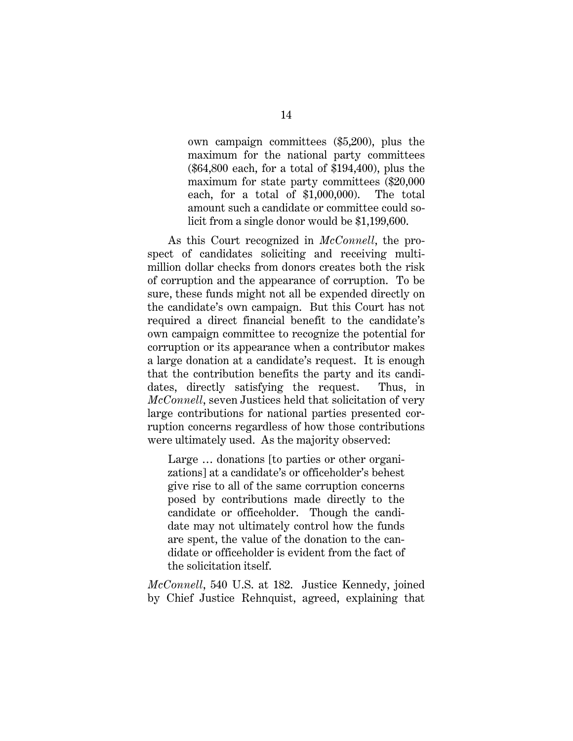> own campaign committees ($5,200), plus the maximum for the national party committees ($64,800 each, for a total of $194,400), plus the maximum for state party committees ($20,000 each, for a total of $1,000,000). The total amount such a candidate or committee could solicit from a single donor would be $1,199,600.

As this Court recognized in *McConnell*, the prospect of candidates soliciting and receiving multimillion dollar checks from donors creates both the risk of corruption and the appearance of corruption. To be sure, these funds might not all be expended directly on the candidate's own campaign. But this Court has not required a direct financial benefit to the candidate's own campaign committee to recognize the potential for corruption or its appearance when a contributor makes a large donation at a candidate's request. It is enough that the contribution benefits the party and its candidates, directly satisfying the request. Thus, in *McConnell*, seven Justices held that solicitation of very large contributions for national parties presented corruption concerns regardless of how those contributions were ultimately used. As the majority observed:

> Large … donations [to parties or other organizations] at a candidate's or officeholder's behest give rise to all of the same corruption concerns posed by contributions made directly to the candidate or officeholder. Though the candidate may not ultimately control how the funds are spent, the value of the donation to the candidate or officeholder is evident from the fact of the solicitation itself.

*McConnell*, 540 U.S. at 182. Justice Kennedy, joined by Chief Justice Rehnquist, agreed, explaining that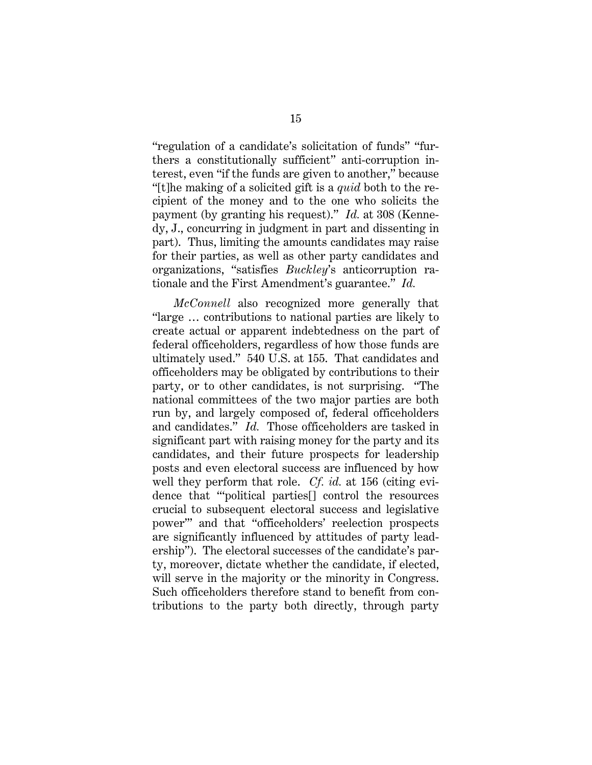"regulation of a candidate's solicitation of funds" "furthers a constitutionally sufficient" anti-corruption interest, even "if the funds are given to another," because "[t]he making of a solicited gift is a *quid* both to the recipient of the money and to the one who solicits the payment (by granting his request)." *Id.* at 308 (Kennedy, J., concurring in judgment in part and dissenting in part). Thus, limiting the amounts candidates may raise for their parties, as well as other party candidates and organizations, "satisfies *Buckley*'s anticorruption rationale and the First Amendment's guarantee." *Id.*

*McConnell* also recognized more generally that "large … contributions to national parties are likely to create actual or apparent indebtedness on the part of federal officeholders, regardless of how those funds are ultimately used." 540 U.S. at 155. That candidates and officeholders may be obligated by contributions to their party, or to other candidates, is not surprising. "The national committees of the two major parties are both run by, and largely composed of, federal officeholders and candidates." *Id.* Those officeholders are tasked in significant part with raising money for the party and its candidates, and their future prospects for leadership posts and even electoral success are influenced by how well they perform that role. *Cf. id.* at 156 (citing evidence that "'political parties[] control the resources crucial to subsequent electoral success and legislative power'" and that "officeholders' reelection prospects are significantly influenced by attitudes of party leadership"). The electoral successes of the candidate's party, moreover, dictate whether the candidate, if elected, will serve in the majority or the minority in Congress. Such officeholders therefore stand to benefit from contributions to the party both directly, through party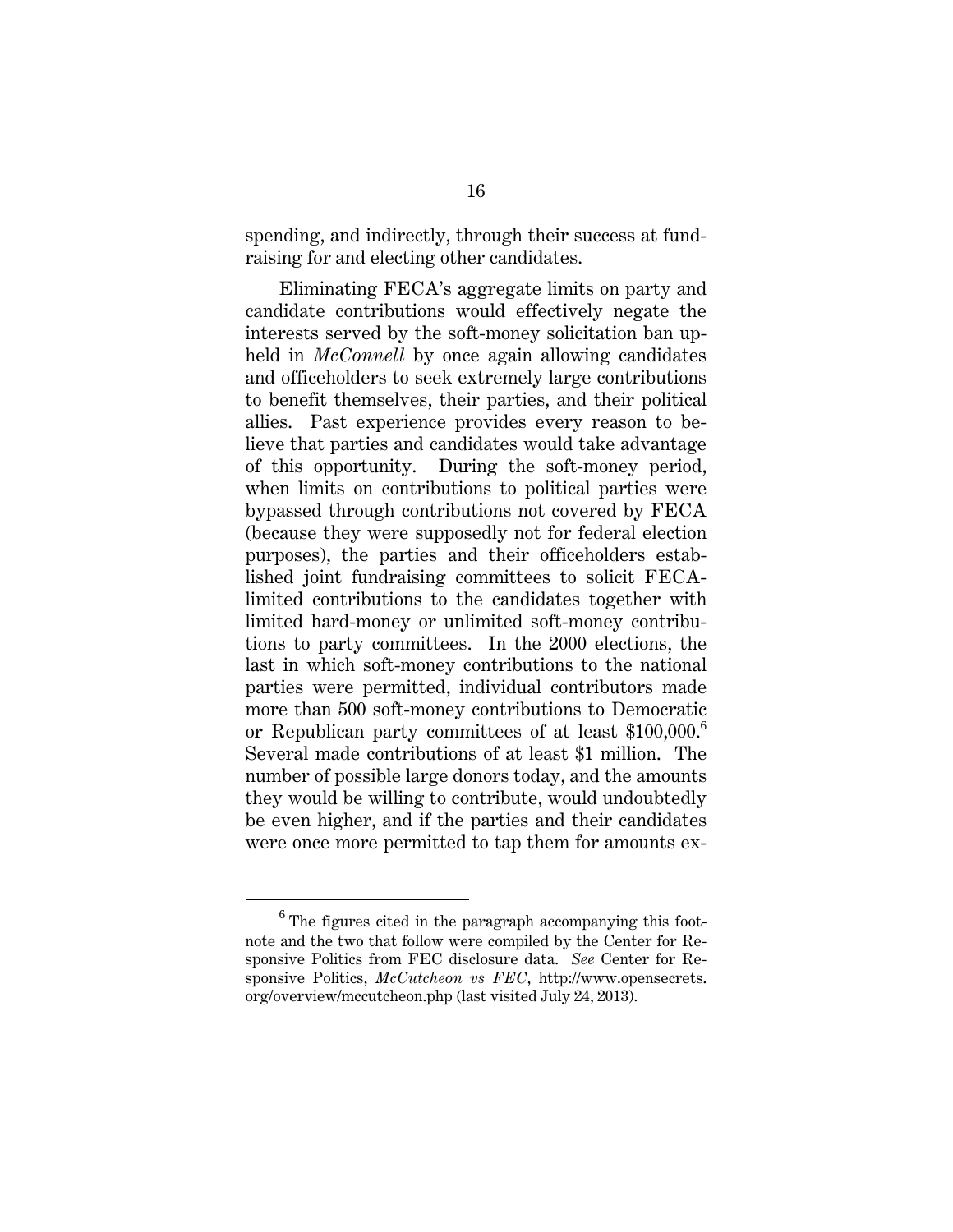spending, and indirectly, through their success at fundraising for and electing other candidates.

Eliminating FECA's aggregate limits on party and candidate contributions would effectively negate the interests served by the soft-money solicitation ban upheld in *McConnell* by once again allowing candidates and officeholders to seek extremely large contributions to benefit themselves, their parties, and their political allies. Past experience provides every reason to believe that parties and candidates would take advantage of this opportunity. During the soft-money period, when limits on contributions to political parties were bypassed through contributions not covered by FECA (because they were supposedly not for federal election purposes), the parties and their officeholders established joint fundraising committees to solicit FECA-limited contributions to the candidates together with limited hard-money or unlimited soft-money contributions to party committees. In the 2000 elections, the last in which soft-money contributions to the national parties were permitted, individual contributors made more than 500 soft-money contributions to Democratic or Republican party committees of at least $100,000.[6] Several made contributions of at least $1 million. The number of possible large donors today, and the amounts they would be willing to contribute, would undoubtedly be even higher, and if the parties and their candidates were once more permitted to tap them for amounts ex-

---

[6] The figures cited in the paragraph accompanying this footnote and the two that follow were compiled by the Center for Responsive Politics from FEC disclosure data. *See* Center for Responsive Politics, *McCutcheon vs FEC*, http://www.opensecrets.org/overview/mccutcheon.php (last visited July 24, 2013).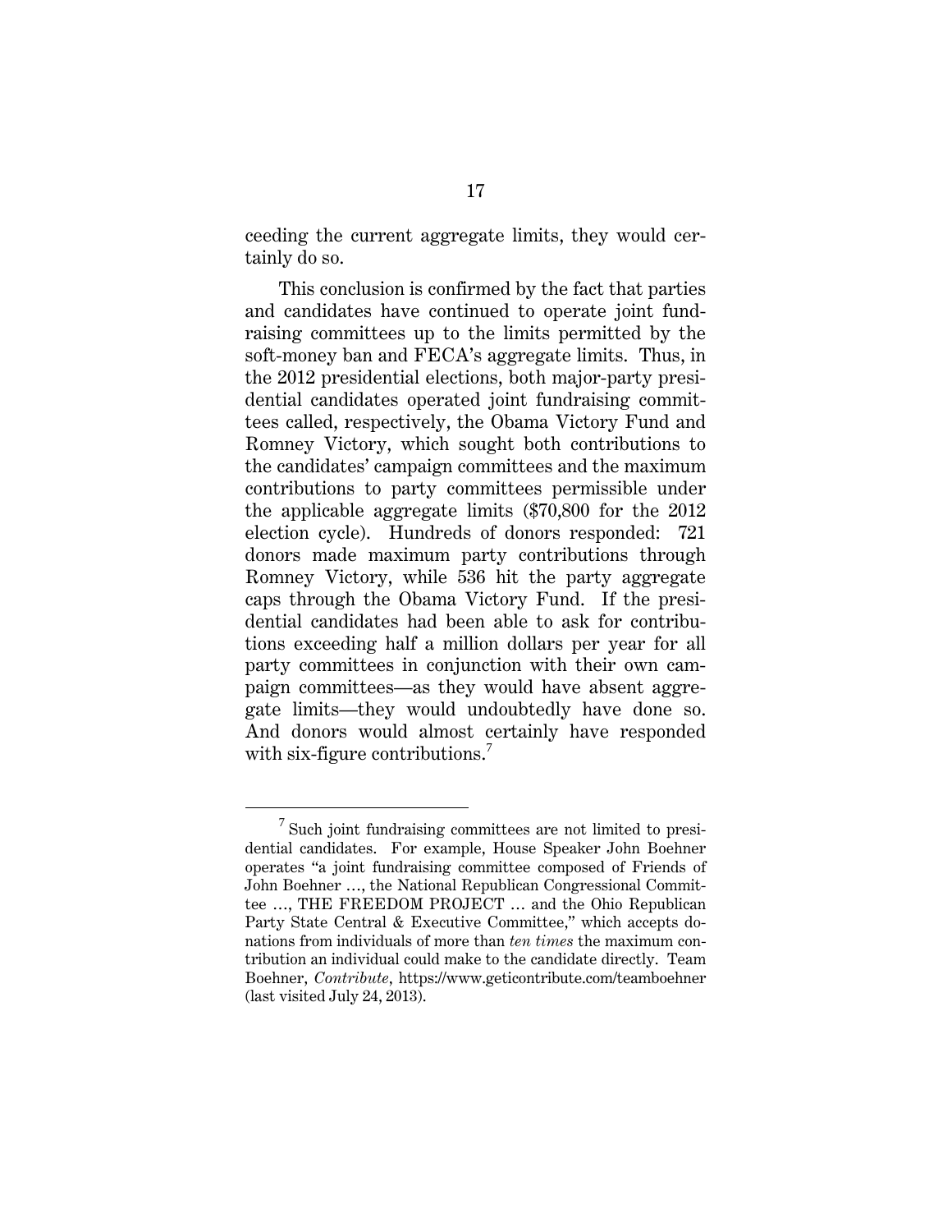ceeding the current aggregate limits, they would certainly do so.

This conclusion is confirmed by the fact that parties and candidates have continued to operate joint fundraising committees up to the limits permitted by the soft-money ban and FECA's aggregate limits. Thus, in the 2012 presidential elections, both major-party presidential candidates operated joint fundraising committees called, respectively, the Obama Victory Fund and Romney Victory, which sought both contributions to the candidates' campaign committees and the maximum contributions to party committees permissible under the applicable aggregate limits ($70,800 for the 2012 election cycle). Hundreds of donors responded: 721 donors made maximum party contributions through Romney Victory, while 536 hit the party aggregate caps through the Obama Victory Fund. If the presidential candidates had been able to ask for contributions exceeding half a million dollars per year for all party committees in conjunction with their own campaign committees—as they would have absent aggregate limits—they would undoubtedly have done so. And donors would almost certainly have responded with six-figure contributions.[7]

---

[7] Such joint fundraising committees are not limited to presidential candidates. For example, House Speaker John Boehner operates "a joint fundraising committee composed of Friends of John Boehner …, the National Republican Congressional Committee …, THE FREEDOM PROJECT … and the Ohio Republican Party State Central & Executive Committee," which accepts donations from individuals of more than *ten times* the maximum contribution an individual could make to the candidate directly. Team Boehner, *Contribute*, https://www.geticontribute.com/teamboehner (last visited July 24, 2013).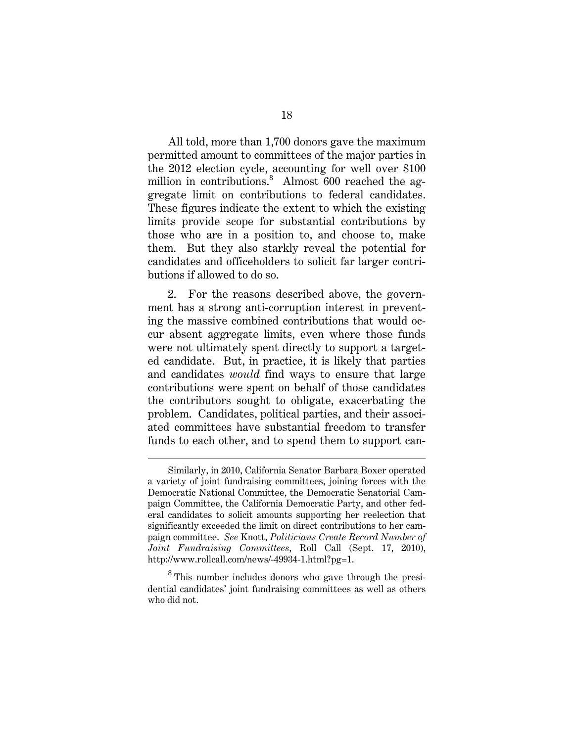All told, more than 1,700 donors gave the maximum permitted amount to committees of the major parties in the 2012 election cycle, accounting for well over $100 million in contributions.[8] Almost 600 reached the aggregate limit on contributions to federal candidates. These figures indicate the extent to which the existing limits provide scope for substantial contributions by those who are in a position to, and choose to, make them. But they also starkly reveal the potential for candidates and officeholders to solicit far larger contributions if allowed to do so.

2. For the reasons described above, the government has a strong anti-corruption interest in preventing the massive combined contributions that would occur absent aggregate limits, even where those funds were not ultimately spent directly to support a targeted candidate. But, in practice, it is likely that parties and candidates *would* find ways to ensure that large contributions were spent on behalf of those candidates the contributors sought to obligate, exacerbating the problem. Candidates, political parties, and their associated committees have substantial freedom to transfer funds to each other, and to spend them to support can-

---

Similarly, in 2010, California Senator Barbara Boxer operated a variety of joint fundraising committees, joining forces with the Democratic National Committee, the Democratic Senatorial Campaign Committee, the California Democratic Party, and other federal candidates to solicit amounts supporting her reelection that significantly exceeded the limit on direct contributions to her campaign committee. *See* Knott, *Politicians Create Record Number of Joint Fundraising Committees*, Roll Call (Sept. 17, 2010), http://www.rollcall.com/news/-49934-1.html?pg=1.

[8] This number includes donors who gave through the presidential candidates' joint fundraising committees as well as others who did not.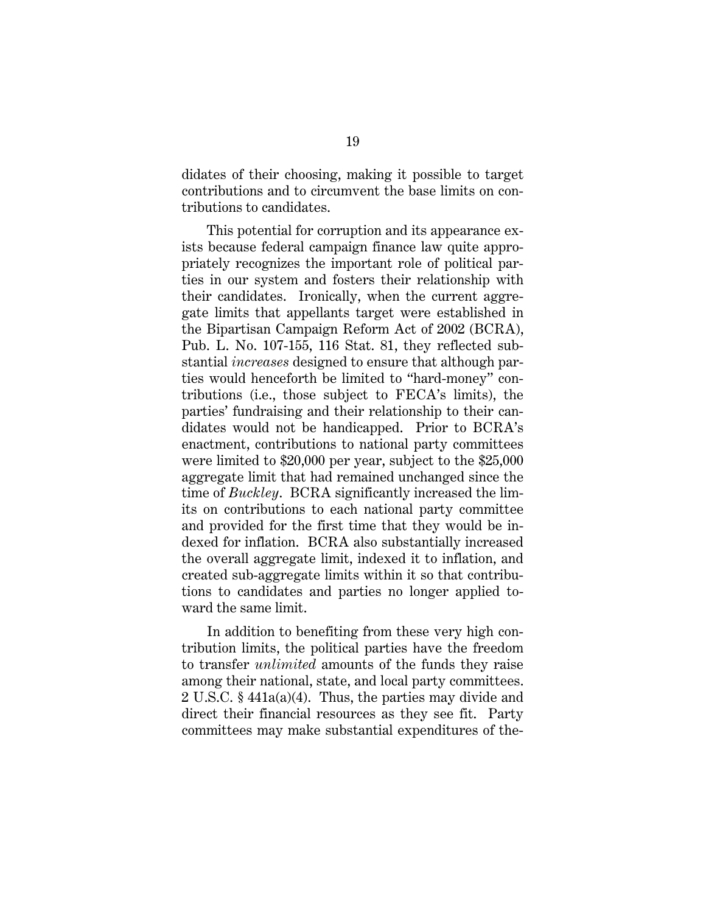didates of their choosing, making it possible to target contributions and to circumvent the base limits on contributions to candidates.

This potential for corruption and its appearance exists because federal campaign finance law quite appropriately recognizes the important role of political parties in our system and fosters their relationship with their candidates. Ironically, when the current aggregate limits that appellants target were established in the Bipartisan Campaign Reform Act of 2002 (BCRA), Pub. L. No. 107-155, 116 Stat. 81, they reflected substantial *increases* designed to ensure that although parties would henceforth be limited to "hard-money" contributions (i.e., those subject to FECA's limits), the parties' fundraising and their relationship to their candidates would not be handicapped. Prior to BCRA's enactment, contributions to national party committees were limited to $20,000 per year, subject to the $25,000 aggregate limit that had remained unchanged since the time of *Buckley*. BCRA significantly increased the limits on contributions to each national party committee and provided for the first time that they would be indexed for inflation. BCRA also substantially increased the overall aggregate limit, indexed it to inflation, and created sub-aggregate limits within it so that contributions to candidates and parties no longer applied toward the same limit.

In addition to benefiting from these very high contribution limits, the political parties have the freedom to transfer *unlimited* amounts of the funds they raise among their national, state, and local party committees. 2 U.S.C. § 441a(a)(4). Thus, the parties may divide and direct their financial resources as they see fit. Party committees may make substantial expenditures of the-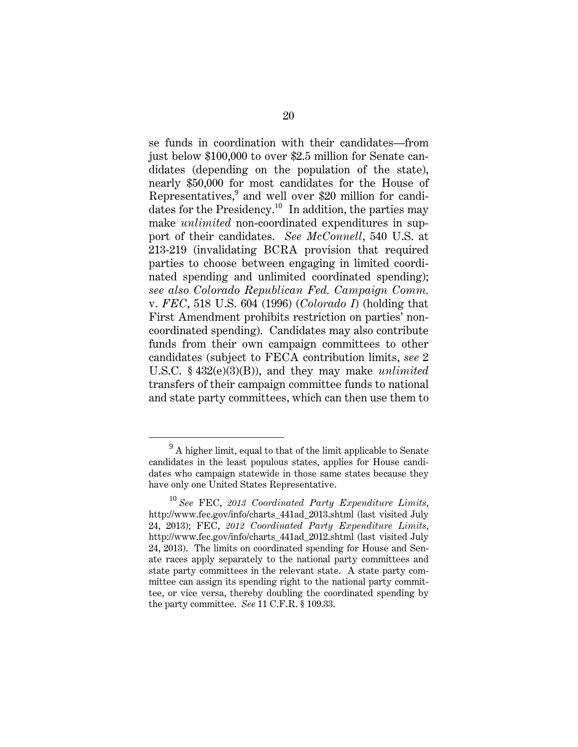se funds in coordination with their candidates—from just below \$100,000 to over \$2.5 million for Senate candidates (depending on the population of the state), nearly \$50,000 for most candidates for the House of Representatives,[9] and well over \$20 million for candidates for the Presidency.[10] In addition, the parties may make *unlimited* non-coordinated expenditures in support of their candidates. *See McConnell*, 540 U.S. at 213-219 (invalidating BCRA provision that required parties to choose between engaging in limited coordinated spending and unlimited coordinated spending); *see also Colorado Republican Fed. Campaign Comm.* v. *FEC*, 518 U.S. 604 (1996) (*Colorado I*) (holding that First Amendment prohibits restriction on parties' non-coordinated spending). Candidates may also contribute funds from their own campaign committees to other candidates (subject to FECA contribution limits, *see* 2 U.S.C. § 432(e)(3)(B)), and they may make *unlimited* transfers of their campaign committee funds to national and state party committees, which can then use them to

---

[9] A higher limit, equal to that of the limit applicable to Senate candidates in the least populous states, applies for House candidates who campaign statewide in those same states because they have only one United States Representative.

[10] *See* FEC, *2013 Coordinated Party Expenditure Limits*, http://www.fec.gov/info/charts_441ad_2013.shtml (last visited July 24, 2013); FEC, *2012 Coordinated Party Expenditure Limits*, http://www.fec.gov/info/charts_441ad_2012.shtml (last visited July 24, 2013). The limits on coordinated spending for House and Senate races apply separately to the national party committees and state party committees in the relevant state. A state party committee can assign its spending right to the national party committee, or vice versa, thereby doubling the coordinated spending by the party committee. *See* 11 C.F.R. § 109.33.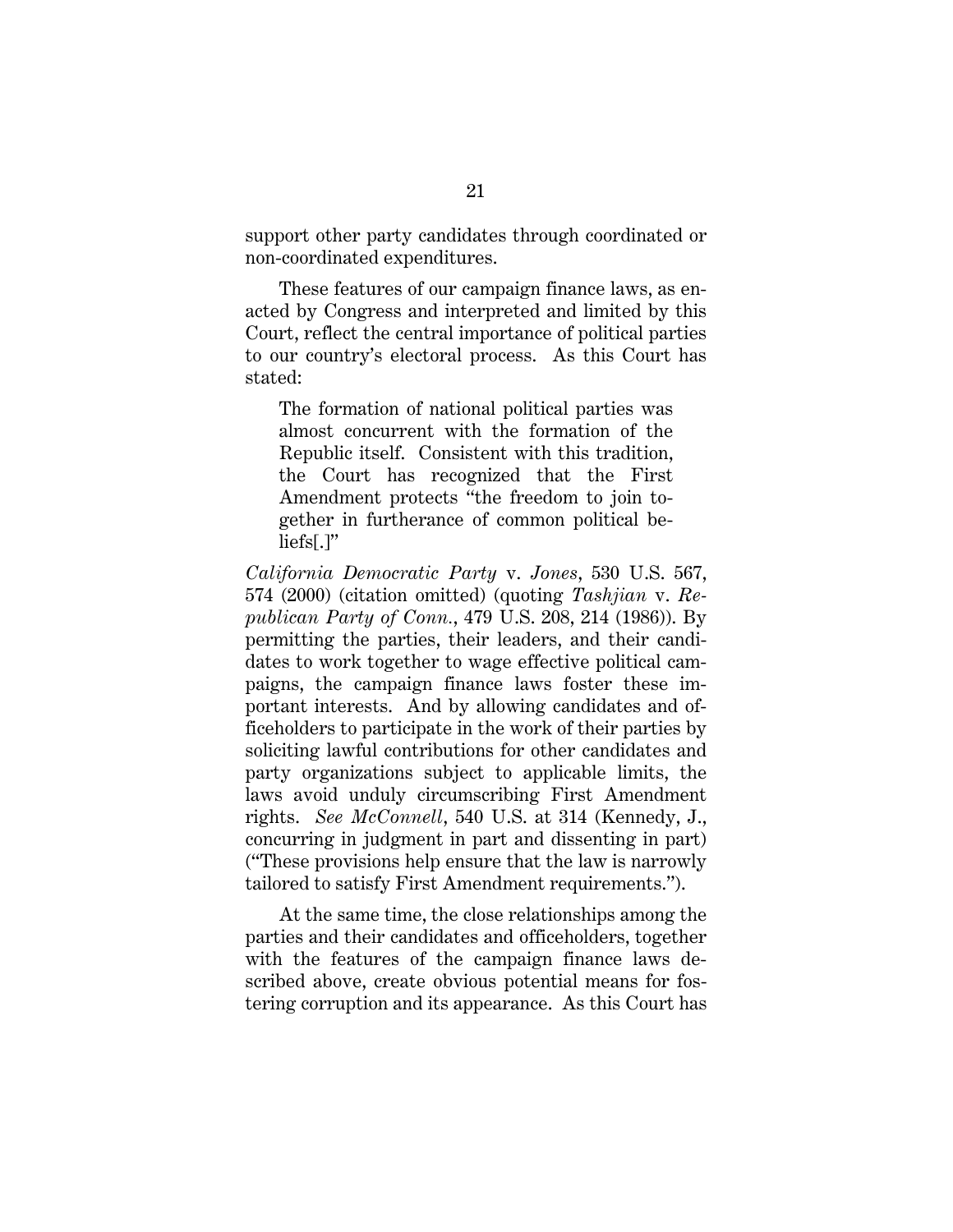support other party candidates through coordinated or non-coordinated expenditures.

These features of our campaign finance laws, as enacted by Congress and interpreted and limited by this Court, reflect the central importance of political parties to our country's electoral process. As this Court has stated:

> The formation of national political parties was almost concurrent with the formation of the Republic itself. Consistent with this tradition, the Court has recognized that the First Amendment protects "the freedom to join together in furtherance of common political beliefs[.]"

*California Democratic Party* v. *Jones*, 530 U.S. 567, 574 (2000) (citation omitted) (quoting *Tashjian* v. *Republican Party of Conn.*, 479 U.S. 208, 214 (1986)). By permitting the parties, their leaders, and their candidates to work together to wage effective political campaigns, the campaign finance laws foster these important interests. And by allowing candidates and officeholders to participate in the work of their parties by soliciting lawful contributions for other candidates and party organizations subject to applicable limits, the laws avoid unduly circumscribing First Amendment rights. *See McConnell*, 540 U.S. at 314 (Kennedy, J., concurring in judgment in part and dissenting in part) ("These provisions help ensure that the law is narrowly tailored to satisfy First Amendment requirements.").

At the same time, the close relationships among the parties and their candidates and officeholders, together with the features of the campaign finance laws described above, create obvious potential means for fostering corruption and its appearance. As this Court has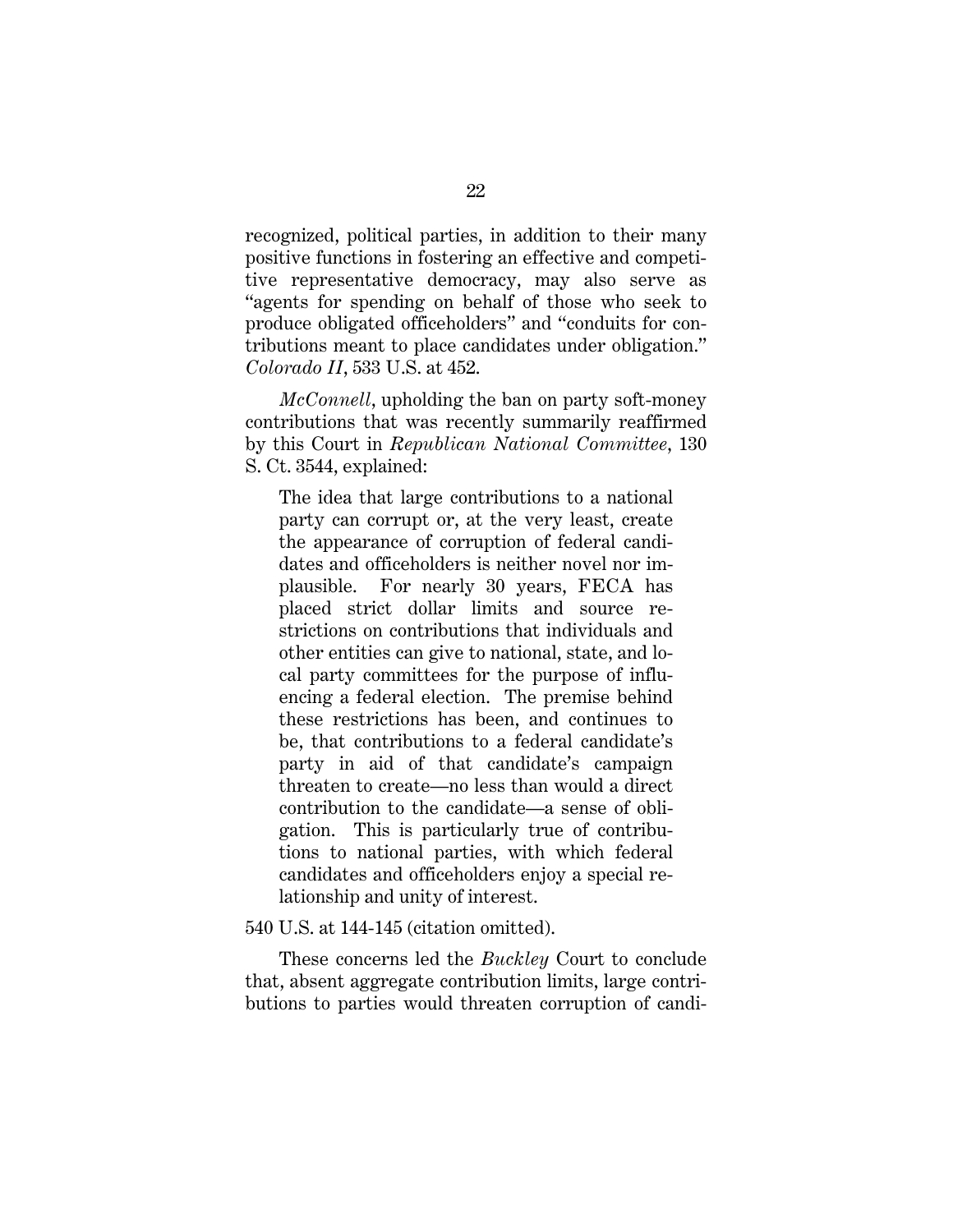recognized, political parties, in addition to their many positive functions in fostering an effective and competitive representative democracy, may also serve as "agents for spending on behalf of those who seek to produce obligated officeholders" and "conduits for contributions meant to place candidates under obligation." *Colorado II*, 533 U.S. at 452.

*McConnell*, upholding the ban on party soft-money contributions that was recently summarily reaffirmed by this Court in *Republican National Committee*, 130 S. Ct. 3544, explained:

> The idea that large contributions to a national party can corrupt or, at the very least, create the appearance of corruption of federal candidates and officeholders is neither novel nor implausible. For nearly 30 years, FECA has placed strict dollar limits and source restrictions on contributions that individuals and other entities can give to national, state, and local party committees for the purpose of influencing a federal election. The premise behind these restrictions has been, and continues to be, that contributions to a federal candidate's party in aid of that candidate's campaign threaten to create—no less than would a direct contribution to the candidate—a sense of obligation. This is particularly true of contributions to national parties, with which federal candidates and officeholders enjoy a special relationship and unity of interest.

540 U.S. at 144-145 (citation omitted).

These concerns led the *Buckley* Court to conclude that, absent aggregate contribution limits, large contributions to parties would threaten corruption of candi-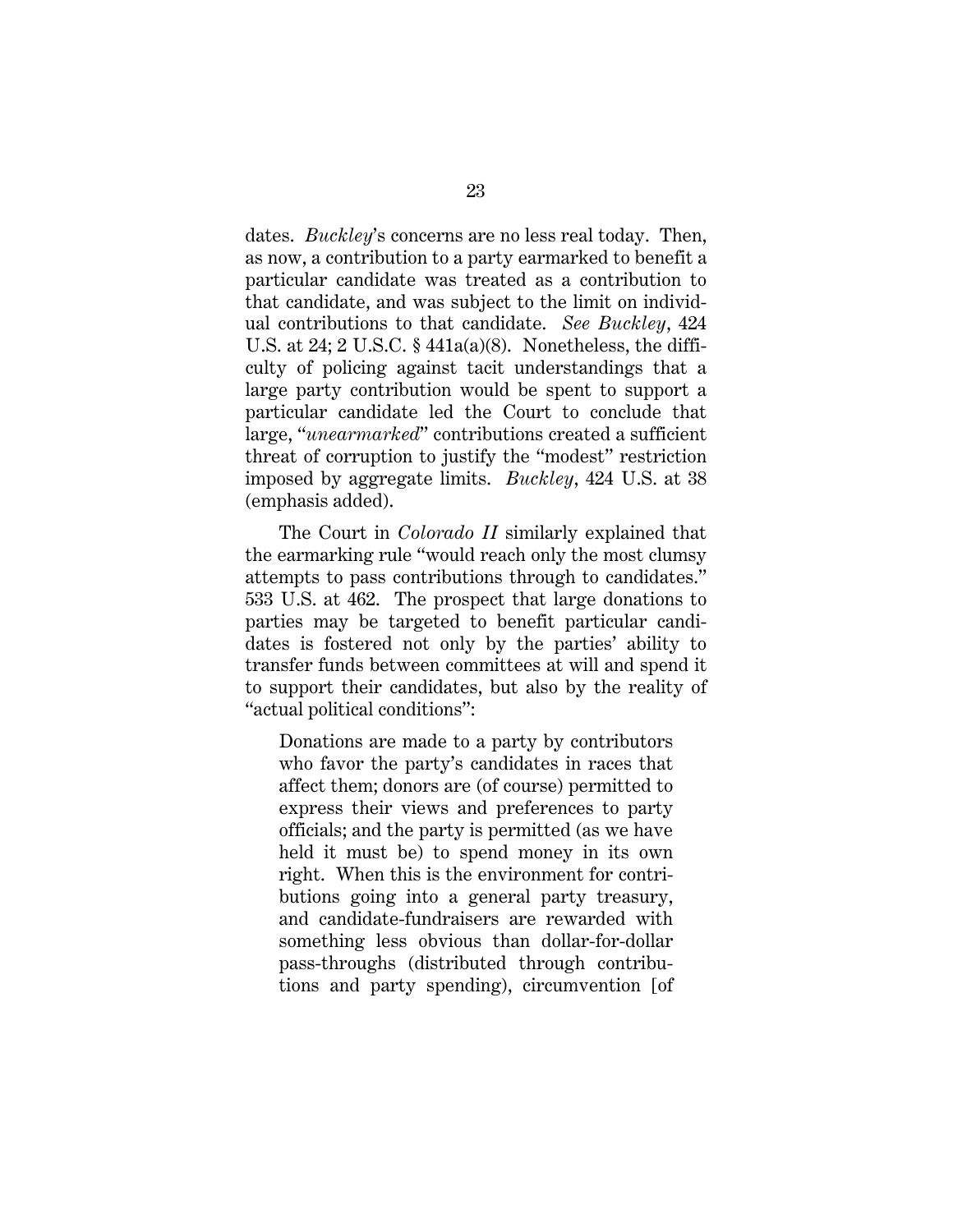dates. *Buckley*'s concerns are no less real today. Then, as now, a contribution to a party earmarked to benefit a particular candidate was treated as a contribution to that candidate, and was subject to the limit on individual contributions to that candidate. *See Buckley*, 424 U.S. at 24; 2 U.S.C. § 441a(a)(8). Nonetheless, the difficulty of policing against tacit understandings that a large party contribution would be spent to support a particular candidate led the Court to conclude that large, "*unearmarked*" contributions created a sufficient threat of corruption to justify the "modest" restriction imposed by aggregate limits. *Buckley*, 424 U.S. at 38 (emphasis added).

The Court in *Colorado II* similarly explained that the earmarking rule "would reach only the most clumsy attempts to pass contributions through to candidates." 533 U.S. at 462. The prospect that large donations to parties may be targeted to benefit particular candidates is fostered not only by the parties' ability to transfer funds between committees at will and spend it to support their candidates, but also by the reality of "actual political conditions":

> Donations are made to a party by contributors who favor the party's candidates in races that affect them; donors are (of course) permitted to express their views and preferences to party officials; and the party is permitted (as we have held it must be) to spend money in its own right. When this is the environment for contributions going into a general party treasury, and candidate-fundraisers are rewarded with something less obvious than dollar-for-dollar pass-throughs (distributed through contributions and party spending), circumvention [of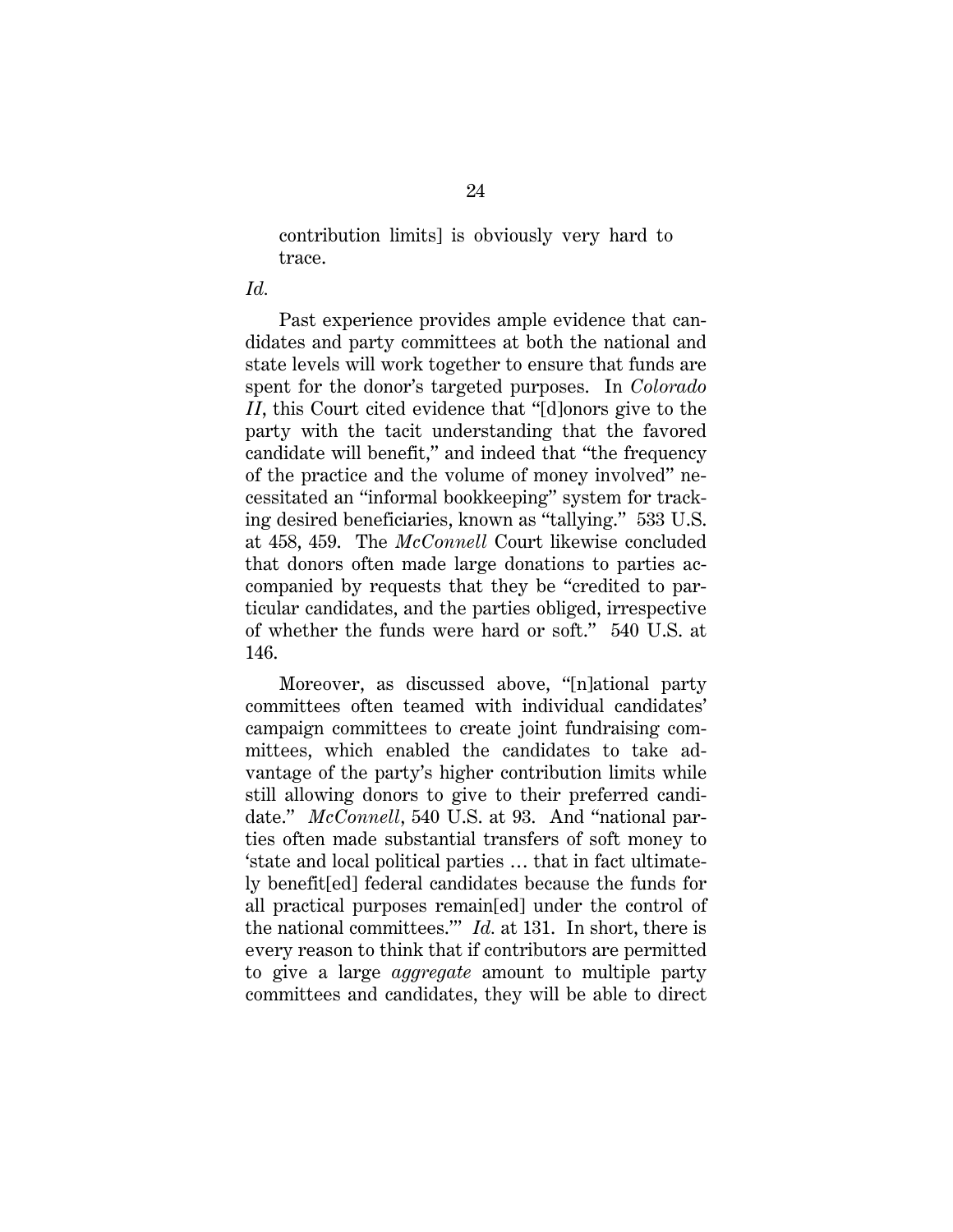contribution limits] is obviously very hard to trace.

*Id.*

Past experience provides ample evidence that candidates and party committees at both the national and state levels will work together to ensure that funds are spent for the donor's targeted purposes. In *Colorado II*, this Court cited evidence that "[d]onors give to the party with the tacit understanding that the favored candidate will benefit," and indeed that "the frequency of the practice and the volume of money involved" necessitated an "informal bookkeeping" system for tracking desired beneficiaries, known as "tallying." 533 U.S. at 458, 459. The *McConnell* Court likewise concluded that donors often made large donations to parties accompanied by requests that they be "credited to particular candidates, and the parties obliged, irrespective of whether the funds were hard or soft." 540 U.S. at 146.

Moreover, as discussed above, "[n]ational party committees often teamed with individual candidates' campaign committees to create joint fundraising committees, which enabled the candidates to take advantage of the party's higher contribution limits while still allowing donors to give to their preferred candidate." *McConnell*, 540 U.S. at 93. And "national parties often made substantial transfers of soft money to 'state and local political parties … that in fact ultimately benefit[ed] federal candidates because the funds for all practical purposes remain[ed] under the control of the national committees.'" *Id.* at 131. In short, there is every reason to think that if contributors are permitted to give a large *aggregate* amount to multiple party committees and candidates, they will be able to direct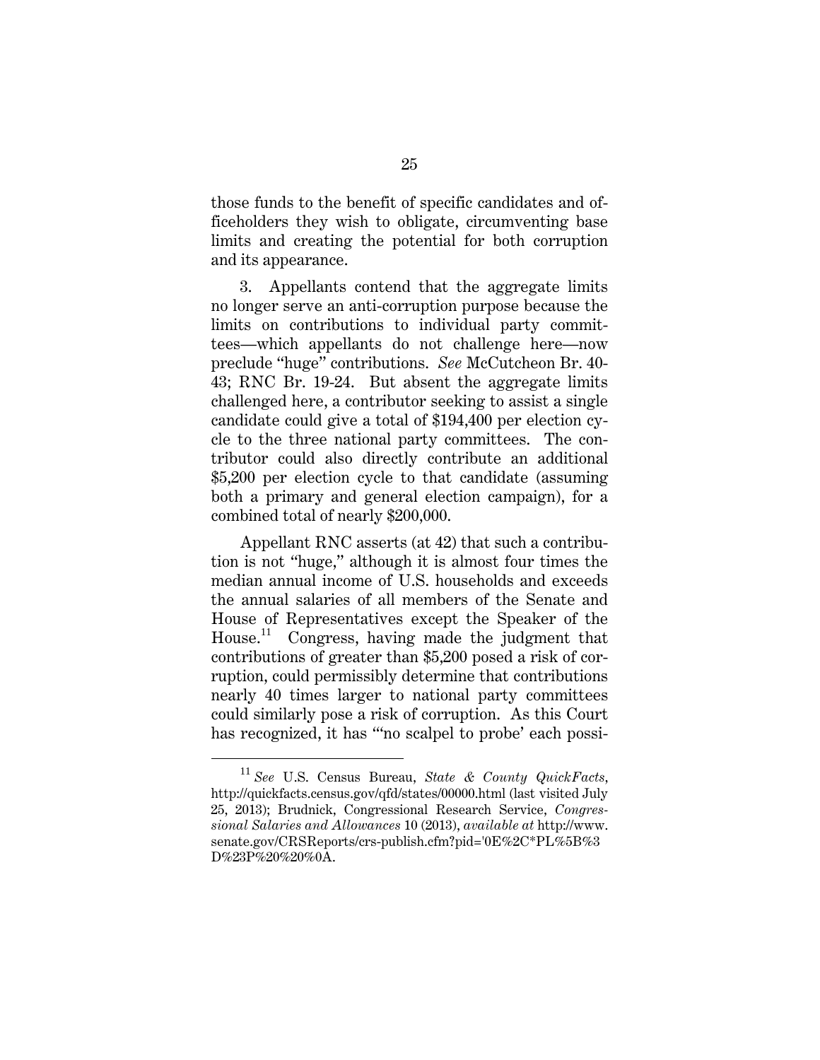those funds to the benefit of specific candidates and officeholders they wish to obligate, circumventing base limits and creating the potential for both corruption and its appearance.

3. Appellants contend that the aggregate limits no longer serve an anti-corruption purpose because the limits on contributions to individual party committees—which appellants do not challenge here—now preclude "huge" contributions. *See* McCutcheon Br. 40-43; RNC Br. 19-24. But absent the aggregate limits challenged here, a contributor seeking to assist a single candidate could give a total of $194,400 per election cycle to the three national party committees. The contributor could also directly contribute an additional $5,200 per election cycle to that candidate (assuming both a primary and general election campaign), for a combined total of nearly $200,000.

Appellant RNC asserts (at 42) that such a contribution is not "huge," although it is almost four times the median annual income of U.S. households and exceeds the annual salaries of all members of the Senate and House of Representatives except the Speaker of the House.[11] Congress, having made the judgment that contributions of greater than $5,200 posed a risk of corruption, could permissibly determine that contributions nearly 40 times larger to national party committees could similarly pose a risk of corruption. As this Court has recognized, it has "'no scalpel to probe' each possi-

---

[11] *See* U.S. Census Bureau, *State & County QuickFacts*, http://quickfacts.census.gov/qfd/states/00000.html (last visited July 25, 2013); Brudnick, Congressional Research Service, *Congressional Salaries and Allowances* 10 (2013), *available at* http://www.senate.gov/CRSReports/crs-publish.cfm?pid='0E%2C*PL%5B%3D%23P%20%20%0A.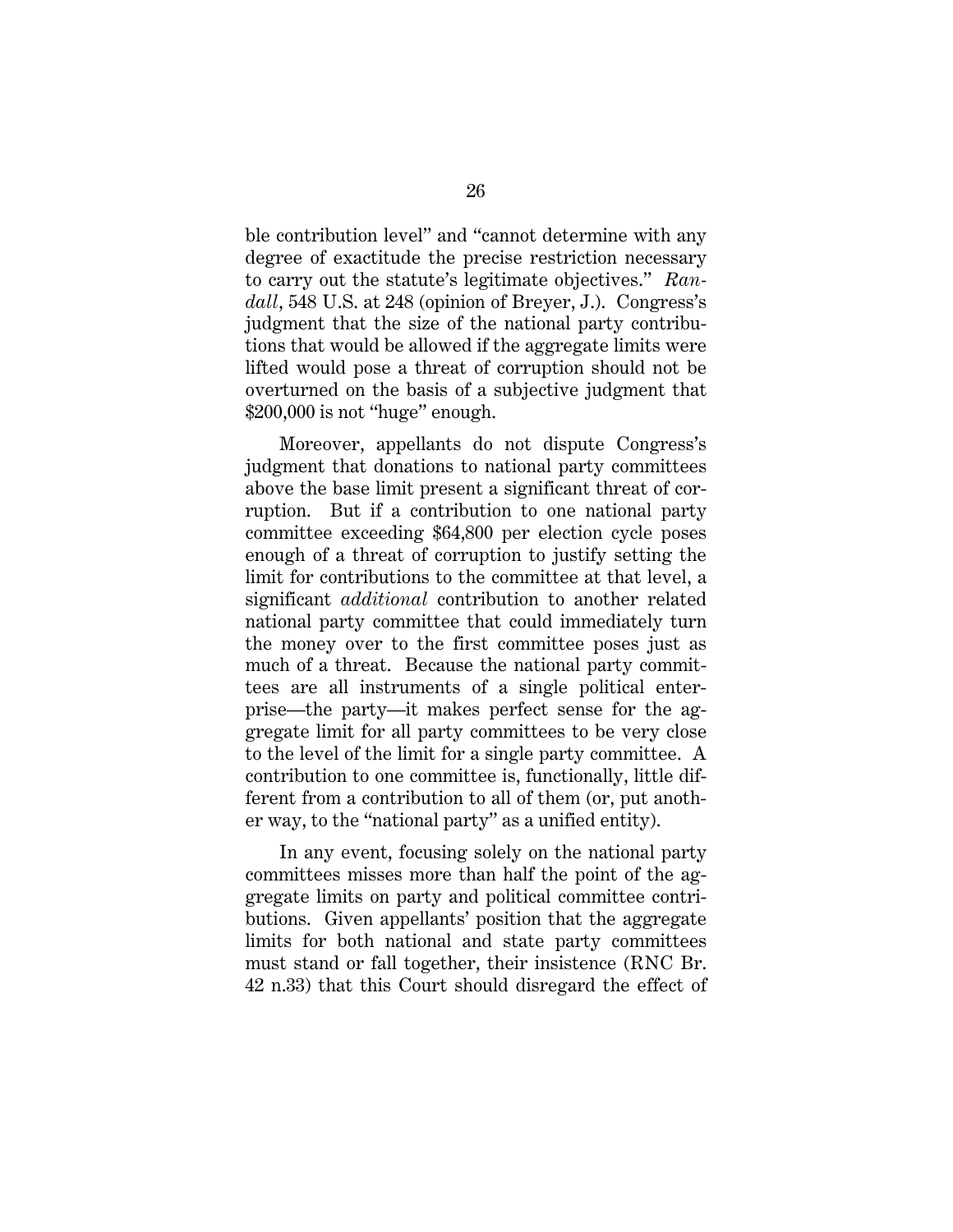ble contribution level" and "cannot determine with any degree of exactitude the precise restriction necessary to carry out the statute's legitimate objectives." *Randall*, 548 U.S. at 248 (opinion of Breyer, J.). Congress's judgment that the size of the national party contributions that would be allowed if the aggregate limits were lifted would pose a threat of corruption should not be overturned on the basis of a subjective judgment that $200,000 is not "huge" enough.

Moreover, appellants do not dispute Congress's judgment that donations to national party committees above the base limit present a significant threat of corruption. But if a contribution to one national party committee exceeding $64,800 per election cycle poses enough of a threat of corruption to justify setting the limit for contributions to the committee at that level, a significant *additional* contribution to another related national party committee that could immediately turn the money over to the first committee poses just as much of a threat. Because the national party committees are all instruments of a single political enterprise—the party—it makes perfect sense for the aggregate limit for all party committees to be very close to the level of the limit for a single party committee. A contribution to one committee is, functionally, little different from a contribution to all of them (or, put another way, to the "national party" as a unified entity).

In any event, focusing solely on the national party committees misses more than half the point of the aggregate limits on party and political committee contributions. Given appellants' position that the aggregate limits for both national and state party committees must stand or fall together, their insistence (RNC Br. 42 n.33) that this Court should disregard the effect of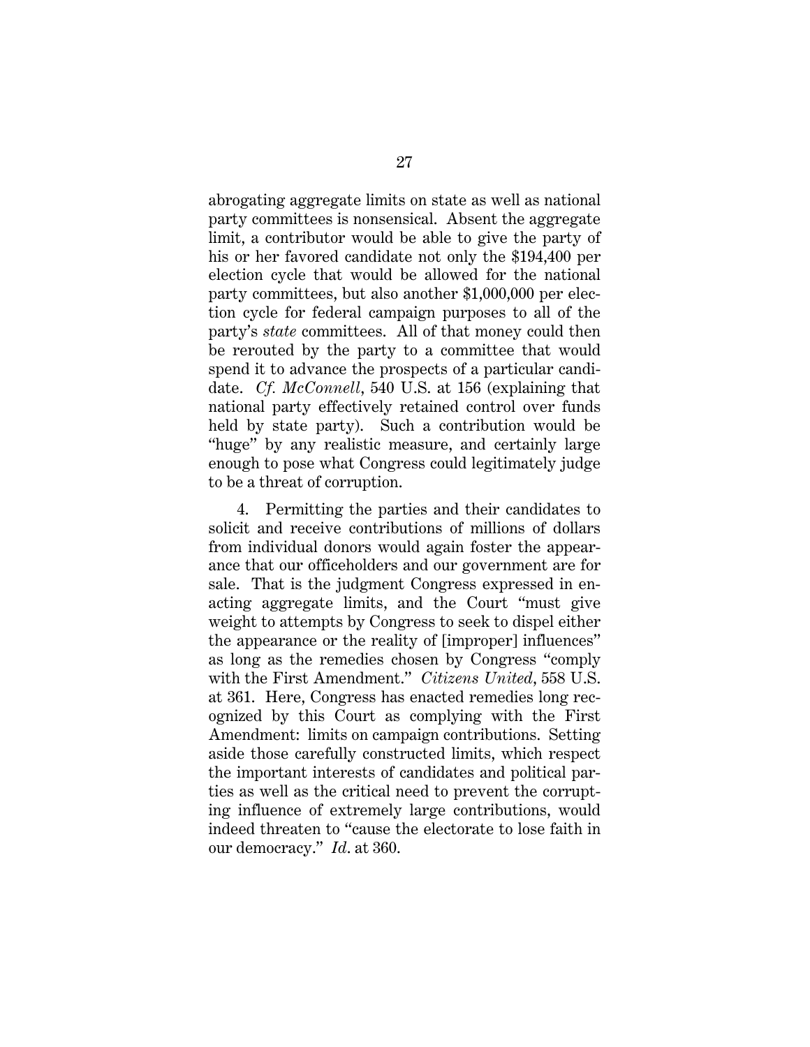abrogating aggregate limits on state as well as national party committees is nonsensical. Absent the aggregate limit, a contributor would be able to give the party of his or her favored candidate not only the $194,400 per election cycle that would be allowed for the national party committees, but also another $1,000,000 per election cycle for federal campaign purposes to all of the party's *state* committees. All of that money could then be rerouted by the party to a committee that would spend it to advance the prospects of a particular candidate. *Cf. McConnell*, 540 U.S. at 156 (explaining that national party effectively retained control over funds held by state party). Such a contribution would be "huge" by any realistic measure, and certainly large enough to pose what Congress could legitimately judge to be a threat of corruption.

4. Permitting the parties and their candidates to solicit and receive contributions of millions of dollars from individual donors would again foster the appearance that our officeholders and our government are for sale. That is the judgment Congress expressed in enacting aggregate limits, and the Court "must give weight to attempts by Congress to seek to dispel either the appearance or the reality of [improper] influences" as long as the remedies chosen by Congress "comply with the First Amendment." *Citizens United*, 558 U.S. at 361. Here, Congress has enacted remedies long recognized by this Court as complying with the First Amendment: limits on campaign contributions. Setting aside those carefully constructed limits, which respect the important interests of candidates and political parties as well as the critical need to prevent the corrupting influence of extremely large contributions, would indeed threaten to "cause the electorate to lose faith in our democracy." *Id.* at 360.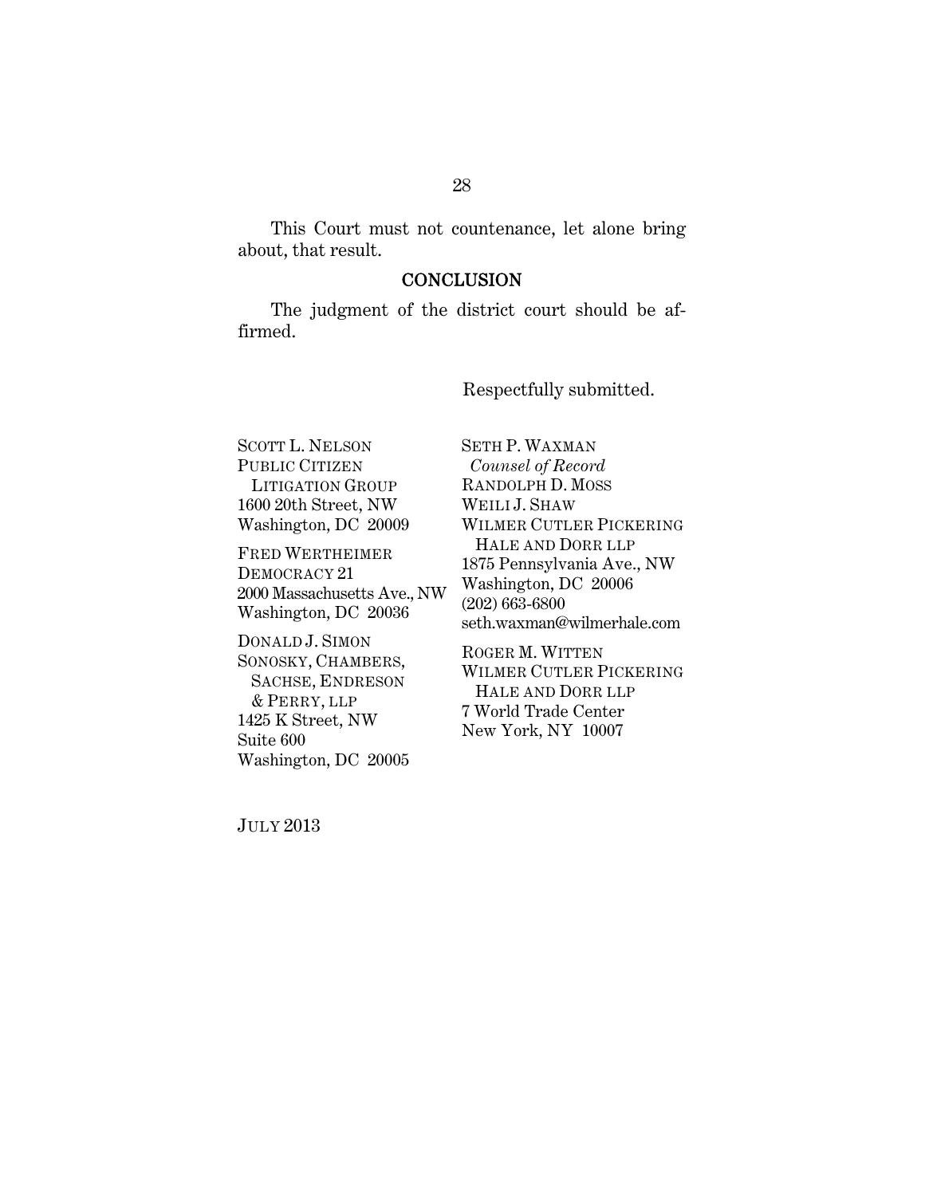This Court must not countenance, let alone bring about, that result.

## CONCLUSION

The judgment of the district court should be affirmed.

Respectfully submitted.

SCOTT L. NELSON
PUBLIC CITIZEN
LITIGATION GROUP
1600 20th Street, NW
Washington, DC 20009

FRED WERTHEIMER
DEMOCRACY 21
2000 Massachusetts Ave., NW
Washington, DC 20036

DONALD J. SIMON
SONOSKY, CHAMBERS,
SACHSE, ENDRESON
& PERRY, LLP
1425 K Street, NW
Suite 600
Washington, DC 20005

SETH P. WAXMAN
*Counsel of Record*
RANDOLPH D. MOSS
WEILI J. SHAW
WILMER CUTLER PICKERING
HALE AND DORR LLP
1875 Pennsylvania Ave., NW
Washington, DC 20006
(202) 663-6800
seth.waxman@wilmerhale.com

ROGER M. WITTEN
WILMER CUTLER PICKERING
HALE AND DORR LLP
7 World Trade Center
New York, NY 10007

JULY 2013